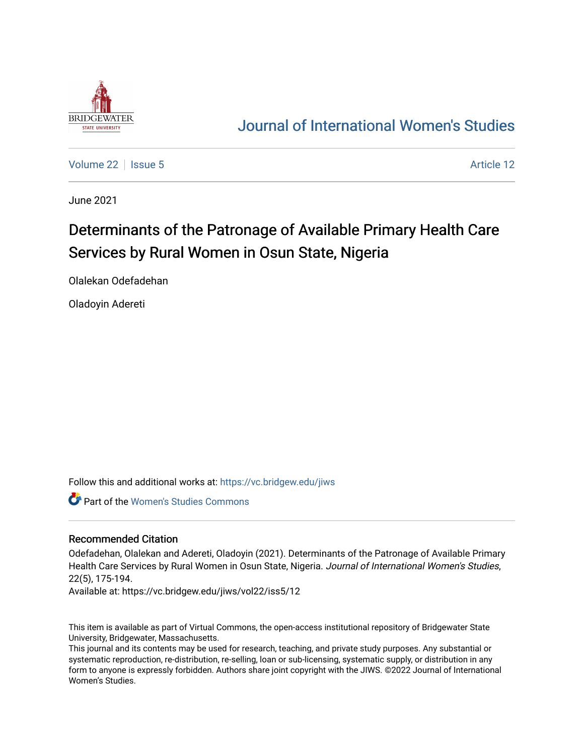# Journal of International Women's Studies

Volume 22 | Issue 5 | Article 12

June 2021

# Determinants of the Patronage of Available Primary Health Care Services by Rural Women in Osun State, Nigeria

Olalekan Odefadehan

Oladoyin Adereti

Follow this and additional works at: https://vc.bridgew.edu/jiws

Part of the Women's Studies Commons

## Recommended Citation

Odefadehan, Olalekan and Adereti, Oladoyin (2021). Determinants of the Patronage of Available Primary Health Care Services by Rural Women in Osun State, Nigeria. *Journal of International Women's Studies*, 22(5), 175-194.
Available at: https://vc.bridgew.edu/jiws/vol22/iss5/12

This item is available as part of Virtual Commons, the open-access institutional repository of Bridgewater State University, Bridgewater, Massachusetts.
This journal and its contents may be used for research, teaching, and private study purposes. Any substantial or systematic reproduction, re-distribution, re-selling, loan or sub-licensing, systematic supply, or distribution in any form to anyone is expressly forbidden. Authors share joint copyright with the JIWS. ©2022 Journal of International Women's Studies.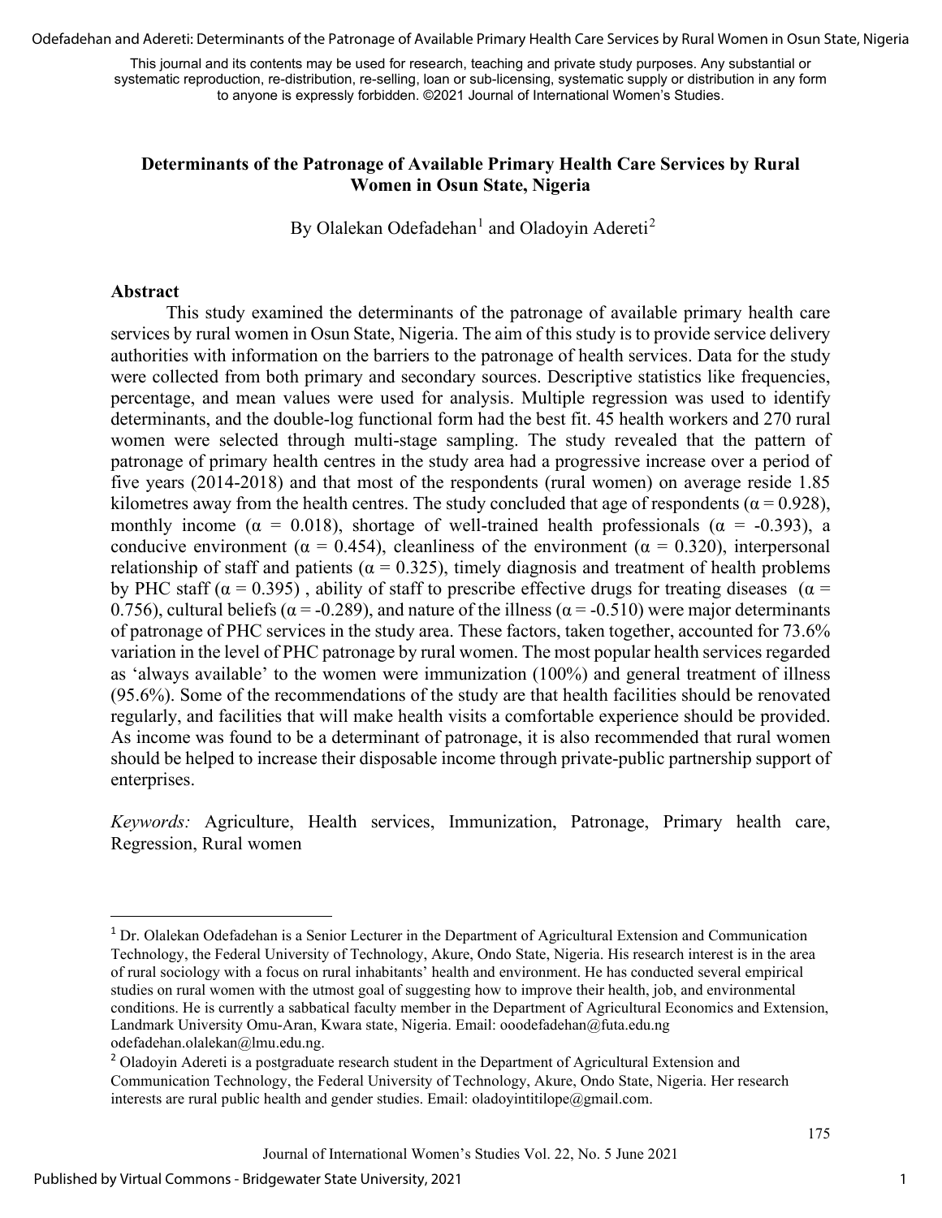This journal and its contents may be used for research, teaching and private study purposes. Any substantial or systematic reproduction, re-distribution, re-selling, loan or sub-licensing, systematic supply or distribution in any form to anyone is expressly forbidden. ©2021 Journal of International Women's Studies.

# Determinants of the Patronage of Available Primary Health Care Services by Rural Women in Osun State, Nigeria

By Olalekan Odefadehan[1] and Oladoyin Adereti[2]

## Abstract

This study examined the determinants of the patronage of available primary health care services by rural women in Osun State, Nigeria. The aim of this study is to provide service delivery authorities with information on the barriers to the patronage of health services. Data for the study were collected from both primary and secondary sources. Descriptive statistics like frequencies, percentage, and mean values were used for analysis. Multiple regression was used to identify determinants, and the double-log functional form had the best fit. 45 health workers and 270 rural women were selected through multi-stage sampling. The study revealed that the pattern of patronage of primary health centres in the study area had a progressive increase over a period of five years (2014-2018) and that most of the respondents (rural women) on average reside 1.85 kilometres away from the health centres. The study concluded that age of respondents ($\alpha = 0.928$), monthly income ($\alpha = 0.018$), shortage of well-trained health professionals ($\alpha = -0.393$), a conducive environment ($\alpha = 0.454$), cleanliness of the environment ($\alpha = 0.320$), interpersonal relationship of staff and patients ($\alpha = 0.325$), timely diagnosis and treatment of health problems by PHC staff ($\alpha = 0.395$) , ability of staff to prescribe effective drugs for treating diseases ($\alpha = 0.756$), cultural beliefs ($\alpha = -0.289$), and nature of the illness ($\alpha = -0.510$) were major determinants of patronage of PHC services in the study area. These factors, taken together, accounted for 73.6% variation in the level of PHC patronage by rural women. The most popular health services regarded as 'always available' to the women were immunization (100%) and general treatment of illness (95.6%). Some of the recommendations of the study are that health facilities should be renovated regularly, and facilities that will make health visits a comfortable experience should be provided. As income was found to be a determinant of patronage, it is also recommended that rural women should be helped to increase their disposable income through private-public partnership support of enterprises.

*Keywords:* Agriculture, Health services, Immunization, Patronage, Primary health care, Regression, Rural women

---

[1] Dr. Olalekan Odefadehan is a Senior Lecturer in the Department of Agricultural Extension and Communication Technology, the Federal University of Technology, Akure, Ondo State, Nigeria. His research interest is in the area of rural sociology with a focus on rural inhabitants' health and environment. He has conducted several empirical studies on rural women with the utmost goal of suggesting how to improve their health, job, and environmental conditions. He is currently a sabbatical faculty member in the Department of Agricultural Economics and Extension, Landmark University Omu-Aran, Kwara state, Nigeria. Email: ooodefadehan@futa.edu.ng odefadehan.olalekan@lmu.edu.ng.

[2] Oladoyin Adereti is a postgraduate research student in the Department of Agricultural Extension and Communication Technology, the Federal University of Technology, Akure, Ondo State, Nigeria. Her research interests are rural public health and gender studies. Email: oladoyintitilope@gmail.com.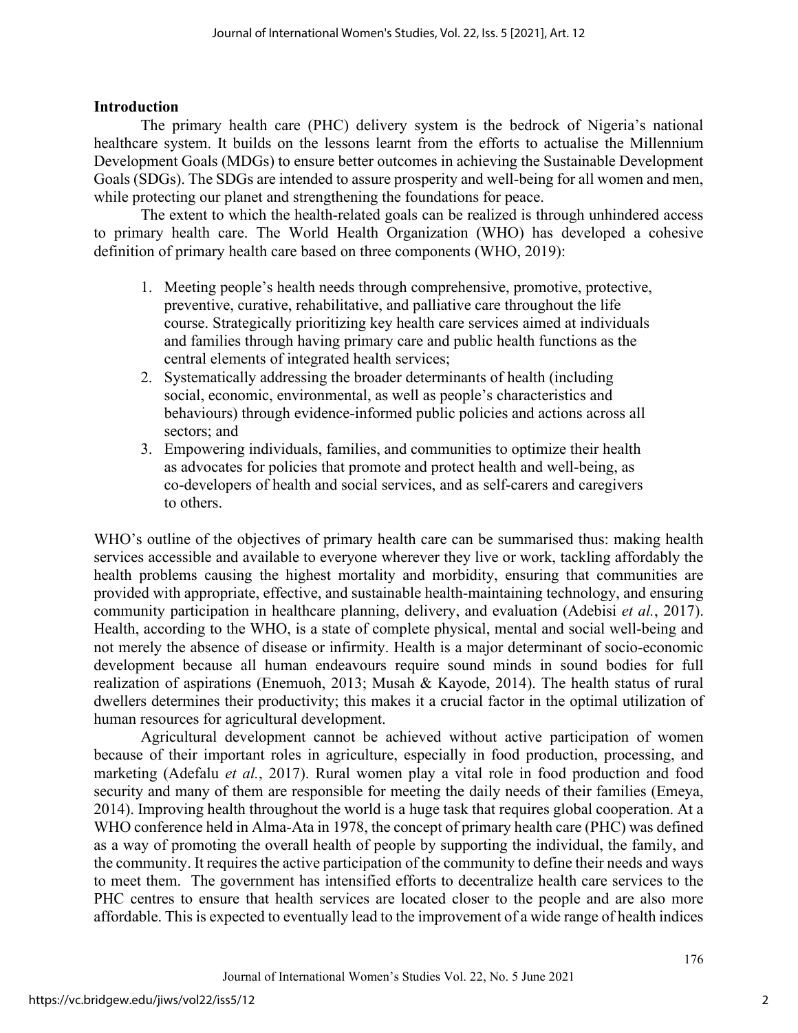## Introduction

The primary health care (PHC) delivery system is the bedrock of Nigeria's national healthcare system. It builds on the lessons learnt from the efforts to actualise the Millennium Development Goals (MDGs) to ensure better outcomes in achieving the Sustainable Development Goals (SDGs). The SDGs are intended to assure prosperity and well-being for all women and men, while protecting our planet and strengthening the foundations for peace.

The extent to which the health-related goals can be realized is through unhindered access to primary health care. The World Health Organization (WHO) has developed a cohesive definition of primary health care based on three components (WHO, 2019):

1. Meeting people's health needs through comprehensive, promotive, protective, preventive, curative, rehabilitative, and palliative care throughout the life course. Strategically prioritizing key health care services aimed at individuals and families through having primary care and public health functions as the central elements of integrated health services;
2. Systematically addressing the broader determinants of health (including social, economic, environmental, as well as people's characteristics and behaviours) through evidence-informed public policies and actions across all sectors; and
3. Empowering individuals, families, and communities to optimize their health as advocates for policies that promote and protect health and well-being, as co-developers of health and social services, and as self-carers and caregivers to others.

WHO's outline of the objectives of primary health care can be summarised thus: making health services accessible and available to everyone wherever they live or work, tackling affordably the health problems causing the highest mortality and morbidity, ensuring that communities are provided with appropriate, effective, and sustainable health-maintaining technology, and ensuring community participation in healthcare planning, delivery, and evaluation (Adebisi *et al.*, 2017). Health, according to the WHO, is a state of complete physical, mental and social well-being and not merely the absence of disease or infirmity. Health is a major determinant of socio-economic development because all human endeavours require sound minds in sound bodies for full realization of aspirations (Enemuoh, 2013; Musah & Kayode, 2014). The health status of rural dwellers determines their productivity; this makes it a crucial factor in the optimal utilization of human resources for agricultural development.

Agricultural development cannot be achieved without active participation of women because of their important roles in agriculture, especially in food production, processing, and marketing (Adefalu *et al.*, 2017). Rural women play a vital role in food production and food security and many of them are responsible for meeting the daily needs of their families (Emeya, 2014). Improving health throughout the world is a huge task that requires global cooperation. At a WHO conference held in Alma-Ata in 1978, the concept of primary health care (PHC) was defined as a way of promoting the overall health of people by supporting the individual, the family, and the community. It requires the active participation of the community to define their needs and ways to meet them. The government has intensified efforts to decentralize health care services to the PHC centres to ensure that health services are located closer to the people and are also more affordable. This is expected to eventually lead to the improvement of a wide range of health indices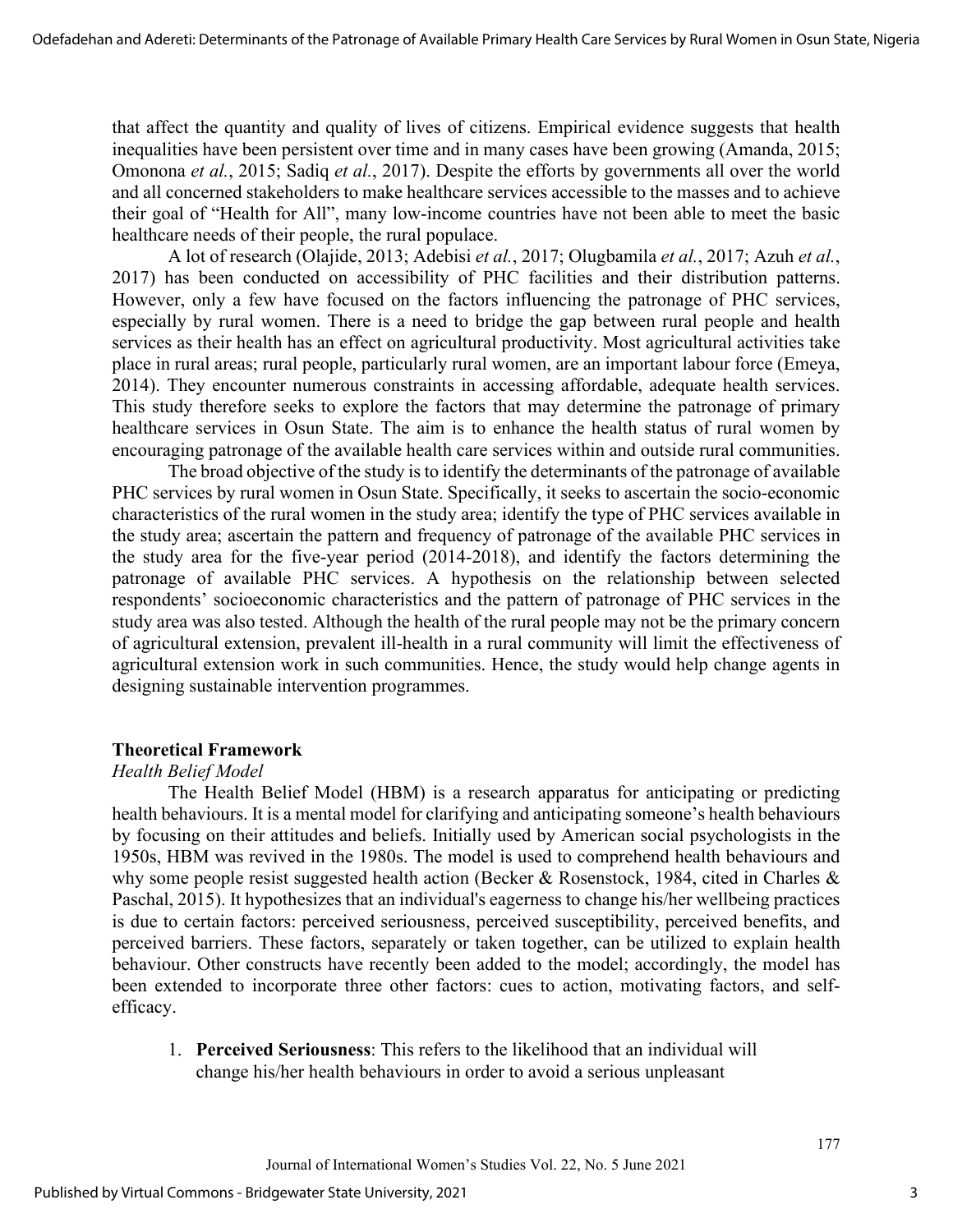that affect the quantity and quality of lives of citizens. Empirical evidence suggests that health inequalities have been persistent over time and in many cases have been growing (Amanda, 2015; Omonona *et al.*, 2015; Sadiq *et al.*, 2017). Despite the efforts by governments all over the world and all concerned stakeholders to make healthcare services accessible to the masses and to achieve their goal of "Health for All", many low-income countries have not been able to meet the basic healthcare needs of their people, the rural populace.

A lot of research (Olajide, 2013; Adebisi *et al.*, 2017; Olugbamila *et al.*, 2017; Azuh *et al.*, 2017) has been conducted on accessibility of PHC facilities and their distribution patterns. However, only a few have focused on the factors influencing the patronage of PHC services, especially by rural women. There is a need to bridge the gap between rural people and health services as their health has an effect on agricultural productivity. Most agricultural activities take place in rural areas; rural people, particularly rural women, are an important labour force (Emeya, 2014). They encounter numerous constraints in accessing affordable, adequate health services. This study therefore seeks to explore the factors that may determine the patronage of primary healthcare services in Osun State. The aim is to enhance the health status of rural women by encouraging patronage of the available health care services within and outside rural communities.

The broad objective of the study is to identify the determinants of the patronage of available PHC services by rural women in Osun State. Specifically, it seeks to ascertain the socio-economic characteristics of the rural women in the study area; identify the type of PHC services available in the study area; ascertain the pattern and frequency of patronage of the available PHC services in the study area for the five-year period (2014-2018), and identify the factors determining the patronage of available PHC services. A hypothesis on the relationship between selected respondents' socioeconomic characteristics and the pattern of patronage of PHC services in the study area was also tested. Although the health of the rural people may not be the primary concern of agricultural extension, prevalent ill-health in a rural community will limit the effectiveness of agricultural extension work in such communities. Hence, the study would help change agents in designing sustainable intervention programmes.

## Theoretical Framework

### *Health Belief Model*

The Health Belief Model (HBM) is a research apparatus for anticipating or predicting health behaviours. It is a mental model for clarifying and anticipating someone's health behaviours by focusing on their attitudes and beliefs. Initially used by American social psychologists in the 1950s, HBM was revived in the 1980s. The model is used to comprehend health behaviours and why some people resist suggested health action (Becker & Rosenstock, 1984, cited in Charles & Paschal, 2015). It hypothesizes that an individual's eagerness to change his/her wellbeing practices is due to certain factors: perceived seriousness, perceived susceptibility, perceived benefits, and perceived barriers. These factors, separately or taken together, can be utilized to explain health behaviour. Other constructs have recently been added to the model; accordingly, the model has been extended to incorporate three other factors: cues to action, motivating factors, and self-efficacy.

1. **Perceived Seriousness**: This refers to the likelihood that an individual will change his/her health behaviours in order to avoid a serious unpleasant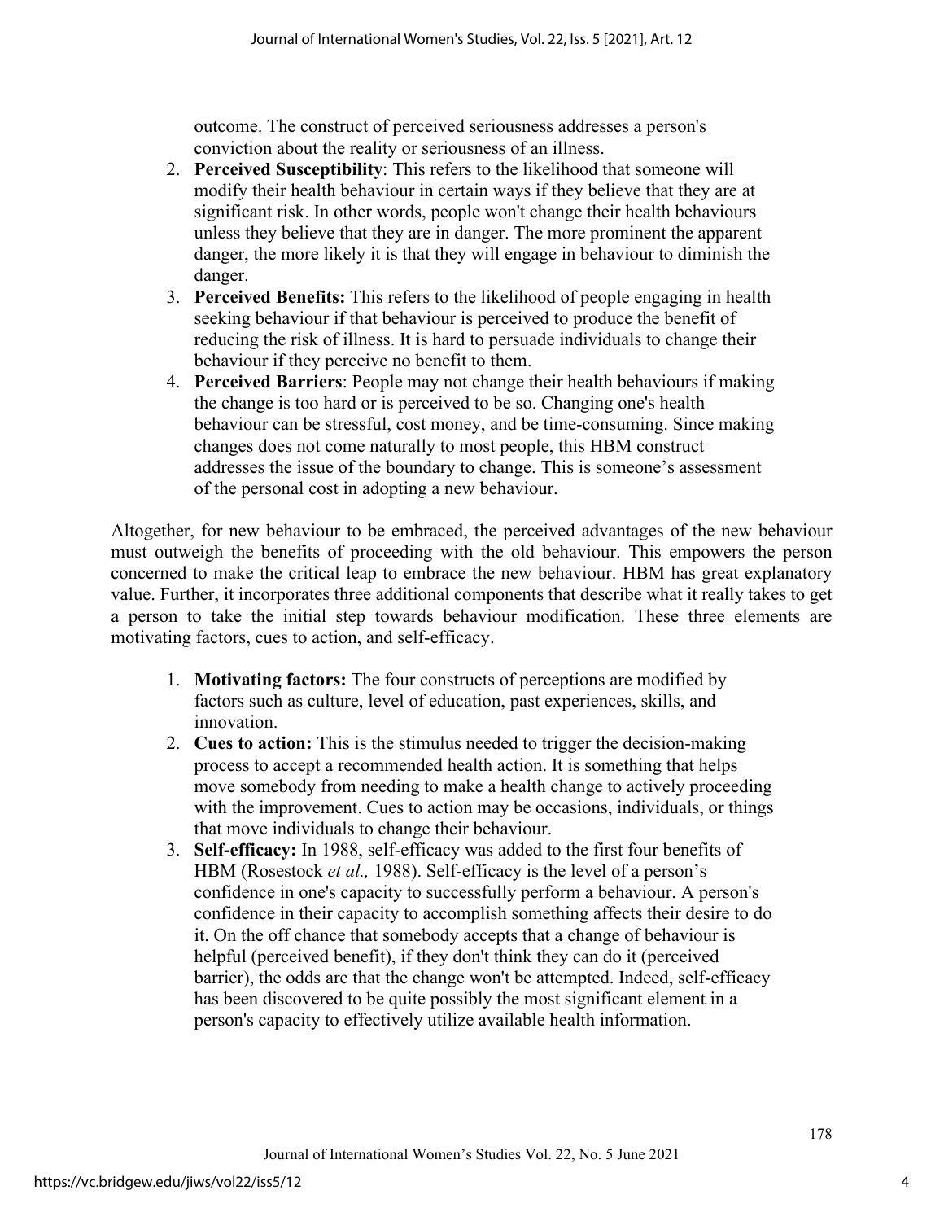outcome. The construct of perceived seriousness addresses a person's conviction about the reality or seriousness of an illness.

2. **Perceived Susceptibility**: This refers to the likelihood that someone will modify their health behaviour in certain ways if they believe that they are at significant risk. In other words, people won't change their health behaviours unless they believe that they are in danger. The more prominent the apparent danger, the more likely it is that they will engage in behaviour to diminish the danger.
3. **Perceived Benefits:** This refers to the likelihood of people engaging in health seeking behaviour if that behaviour is perceived to produce the benefit of reducing the risk of illness. It is hard to persuade individuals to change their behaviour if they perceive no benefit to them.
4. **Perceived Barriers**: People may not change their health behaviours if making the change is too hard or is perceived to be so. Changing one's health behaviour can be stressful, cost money, and be time-consuming. Since making changes does not come naturally to most people, this HBM construct addresses the issue of the boundary to change. This is someone's assessment of the personal cost in adopting a new behaviour.

Altogether, for new behaviour to be embraced, the perceived advantages of the new behaviour must outweigh the benefits of proceeding with the old behaviour. This empowers the person concerned to make the critical leap to embrace the new behaviour. HBM has great explanatory value. Further, it incorporates three additional components that describe what it really takes to get a person to take the initial step towards behaviour modification. These three elements are motivating factors, cues to action, and self-efficacy.

1. **Motivating factors:** The four constructs of perceptions are modified by factors such as culture, level of education, past experiences, skills, and innovation.
2. **Cues to action:** This is the stimulus needed to trigger the decision-making process to accept a recommended health action. It is something that helps move somebody from needing to make a health change to actively proceeding with the improvement. Cues to action may be occasions, individuals, or things that move individuals to change their behaviour.
3. **Self-efficacy:** In 1988, self-efficacy was added to the first four benefits of HBM (Rosestock *et al.,* 1988). Self-efficacy is the level of a person's confidence in one's capacity to successfully perform a behaviour. A person's confidence in their capacity to accomplish something affects their desire to do it. On the off chance that somebody accepts that a change of behaviour is helpful (perceived benefit), if they don't think they can do it (perceived barrier), the odds are that the change won't be attempted. Indeed, self-efficacy has been discovered to be quite possibly the most significant element in a person's capacity to effectively utilize available health information.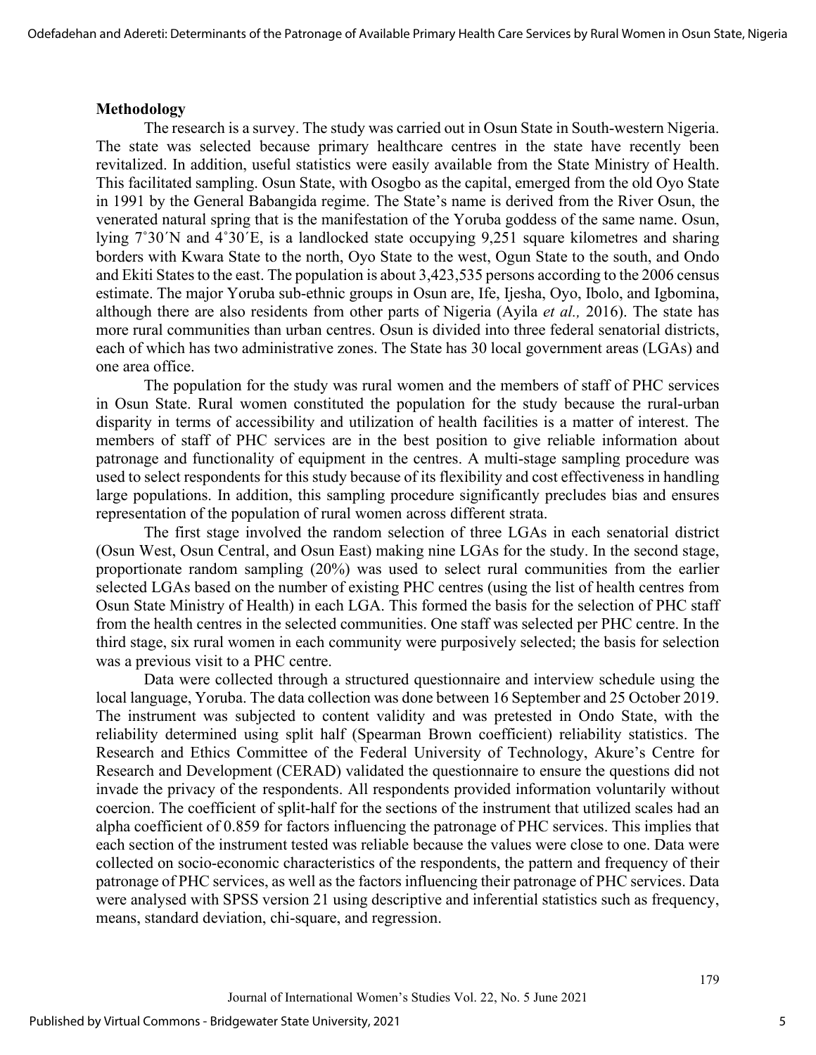## Methodology

The research is a survey. The study was carried out in Osun State in South-western Nigeria. The state was selected because primary healthcare centres in the state have recently been revitalized. In addition, useful statistics were easily available from the State Ministry of Health. This facilitated sampling. Osun State, with Osogbo as the capital, emerged from the old Oyo State in 1991 by the General Babangida regime. The State's name is derived from the River Osun, the venerated natural spring that is the manifestation of the Yoruba goddess of the same name. Osun, lying 7˚30´N and 4˚30´E, is a landlocked state occupying 9,251 square kilometres and sharing borders with Kwara State to the north, Oyo State to the west, Ogun State to the south, and Ondo and Ekiti States to the east. The population is about 3,423,535 persons according to the 2006 census estimate. The major Yoruba sub-ethnic groups in Osun are, Ife, Ijesha, Oyo, Ibolo, and Igbomina, although there are also residents from other parts of Nigeria (Ayila *et al.,* 2016). The state has more rural communities than urban centres. Osun is divided into three federal senatorial districts, each of which has two administrative zones. The State has 30 local government areas (LGAs) and one area office.

The population for the study was rural women and the members of staff of PHC services in Osun State. Rural women constituted the population for the study because the rural-urban disparity in terms of accessibility and utilization of health facilities is a matter of interest. The members of staff of PHC services are in the best position to give reliable information about patronage and functionality of equipment in the centres. A multi-stage sampling procedure was used to select respondents for this study because of its flexibility and cost effectiveness in handling large populations. In addition, this sampling procedure significantly precludes bias and ensures representation of the population of rural women across different strata.

The first stage involved the random selection of three LGAs in each senatorial district (Osun West, Osun Central, and Osun East) making nine LGAs for the study. In the second stage, proportionate random sampling (20%) was used to select rural communities from the earlier selected LGAs based on the number of existing PHC centres (using the list of health centres from Osun State Ministry of Health) in each LGA. This formed the basis for the selection of PHC staff from the health centres in the selected communities. One staff was selected per PHC centre. In the third stage, six rural women in each community were purposively selected; the basis for selection was a previous visit to a PHC centre.

Data were collected through a structured questionnaire and interview schedule using the local language, Yoruba. The data collection was done between 16 September and 25 October 2019. The instrument was subjected to content validity and was pretested in Ondo State, with the reliability determined using split half (Spearman Brown coefficient) reliability statistics. The Research and Ethics Committee of the Federal University of Technology, Akure's Centre for Research and Development (CERAD) validated the questionnaire to ensure the questions did not invade the privacy of the respondents. All respondents provided information voluntarily without coercion. The coefficient of split-half for the sections of the instrument that utilized scales had an alpha coefficient of 0.859 for factors influencing the patronage of PHC services. This implies that each section of the instrument tested was reliable because the values were close to one. Data were collected on socio-economic characteristics of the respondents, the pattern and frequency of their patronage of PHC services, as well as the factors influencing their patronage of PHC services. Data were analysed with SPSS version 21 using descriptive and inferential statistics such as frequency, means, standard deviation, chi-square, and regression.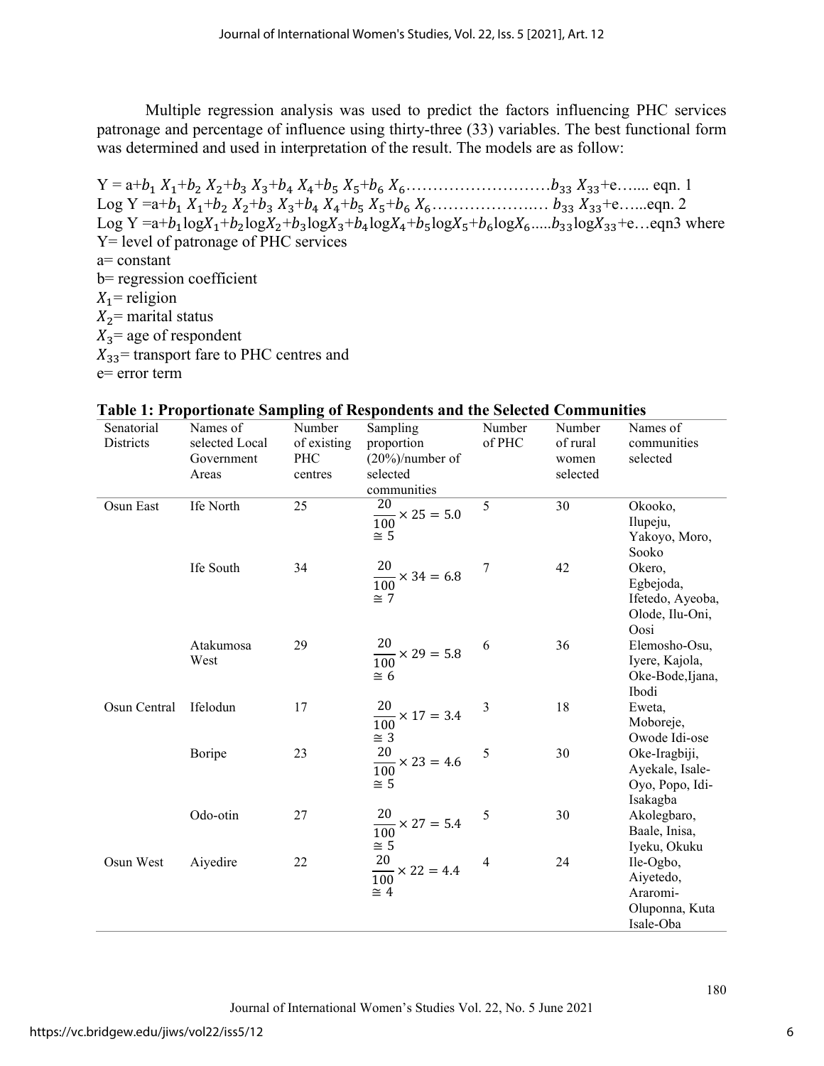Multiple regression analysis was used to predict the factors influencing PHC services patronage and percentage of influence using thirty-three (33) variables. The best functional form was determined and used in interpretation of the result. The models are as follow:

$Y = a + b_1 X_1 + b_2 X_2 + b_3 X_3 + b_4 X_4 + b_5 X_5 + b_6 X_6 \ldots\ldots\ldots\ldots b_{33} X_{33} + e$….... eqn. 1

$\text{Log } Y = a + b_1 X_1 + b_2 X_2 + b_3 X_3 + b_4 X_4 + b_5 X_5 + b_6 X_6 \ldots\ldots\ldots\ldots b_{33} X_{33} + e$…...eqn. 2

$\text{Log } Y = a + b_1 \log X_1 + b_2 \log X_2 + b_3 \log X_3 + b_4 \log X_4 + b_5 \log X_5 + b_6 \log X_6 \ldots\ldots b_{33} \log X_{33} + e$…eqn3 where

Y= level of patronage of PHC services

a= constant

b= regression coefficient

$X_1$= religion

$X_2$= marital status

$X_3$= age of respondent

$X_{33}$= transport fare to PHC centres and

e= error term

**Table 1: Proportionate Sampling of Respondents and the Selected Communities**

| Senatorial Districts | Names of selected Local Government Areas | Number of existing PHC centres | Sampling proportion (20%)/number of selected communities | Number of PHC | Number of rural women selected | Names of communities selected |
|---|---|---|---|---|---|---|
| Osun East | Ife North | 25 | $\frac{20}{100} \times 25 = 5.0 \cong 5$ | 5 | 30 | Okooko, Ilupeju, Yakoyo, Moro, Sooko |
| | Ife South | 34 | $\frac{20}{100} \times 34 = 6.8 \cong 7$ | 7 | 42 | Okero, Egbejoda, Ifetedo, Ayeoba, Olode, Ilu-Oni, Oosi |
| | Atakumosa West | 29 | $\frac{20}{100} \times 29 = 5.8 \cong 6$ | 6 | 36 | Elemosho-Osu, Iyere, Kajola, Oke-Bode,Ijana, Ibodi |
| Osun Central | Ifelodun | 17 | $\frac{20}{100} \times 17 = 3.4 \cong 3$ | 3 | 18 | Eweta, Moboreje, Owode Idi-ose |
| | Boripe | 23 | $\frac{20}{100} \times 23 = 4.6 \cong 5$ | 5 | 30 | Oke-Iragbiji, Ayekale, Isale-Oyo, Popo, Idi-Isakagba |
| | Odo-otin | 27 | $\frac{20}{100} \times 27 = 5.4 \cong 5$ | 5 | 30 | Akolegbaro, Baale, Inisa, Iyeku, Okuku |
| Osun West | Aiyedire | 22 | $\frac{20}{100} \times 22 = 4.4 \cong 4$ | 4 | 24 | Ile-Ogbo, Aiyetedo, Araromi-Oluponna, Kuta Isale-Oba |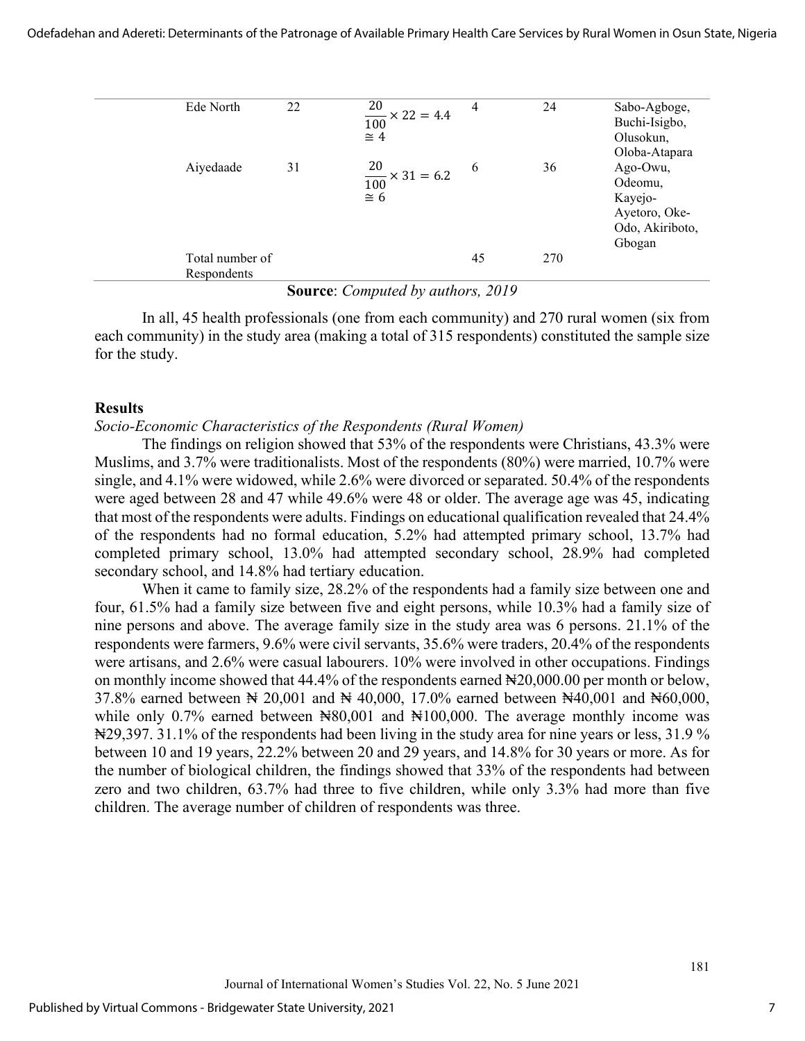| | | | | | |
|---|---|---|---|---|---|
| Ede North | 22 | $\frac{20}{100} \times 22 = 4.4 \cong 4$ | 4 | 24 | Sabo-Agboge, Buchi-Isigbo, Olusokun, Oloba-Atapara |
| Aiyedaade | 31 | $\frac{20}{100} \times 31 = 6.2 \cong 6$ | 6 | 36 | Ago-Owu, Odeomu, Kayejo-Ayetoro, Oke-Odo, Akiriboto, Gbogan |
| Total number of Respondents | | | 45 | 270 | |

**Source**: *Computed by authors, 2019*

In all, 45 health professionals (one from each community) and 270 rural women (six from each community) in the study area (making a total of 315 respondents) constituted the sample size for the study.

## Results

*Socio-Economic Characteristics of the Respondents (Rural Women)*

The findings on religion showed that 53% of the respondents were Christians, 43.3% were Muslims, and 3.7% were traditionalists. Most of the respondents (80%) were married, 10.7% were single, and 4.1% were widowed, while 2.6% were divorced or separated. 50.4% of the respondents were aged between 28 and 47 while 49.6% were 48 or older. The average age was 45, indicating that most of the respondents were adults. Findings on educational qualification revealed that 24.4% of the respondents had no formal education, 5.2% had attempted primary school, 13.7% had completed primary school, 13.0% had attempted secondary school, 28.9% had completed secondary school, and 14.8% had tertiary education.

When it came to family size, 28.2% of the respondents had a family size between one and four, 61.5% had a family size between five and eight persons, while 10.3% had a family size of nine persons and above. The average family size in the study area was 6 persons. 21.1% of the respondents were farmers, 9.6% were civil servants, 35.6% were traders, 20.4% of the respondents were artisans, and 2.6% were casual labourers. 10% were involved in other occupations. Findings on monthly income showed that 44.4% of the respondents earned ₦20,000.00 per month or below, 37.8% earned between ₦ 20,001 and ₦ 40,000, 17.0% earned between ₦40,001 and ₦60,000, while only 0.7% earned between ₦80,001 and ₦100,000. The average monthly income was ₦29,397. 31.1% of the respondents had been living in the study area for nine years or less, 31.9 % between 10 and 19 years, 22.2% between 20 and 29 years, and 14.8% for 30 years or more. As for the number of biological children, the findings showed that 33% of the respondents had between zero and two children, 63.7% had three to five children, while only 3.3% had more than five children. The average number of children of respondents was three.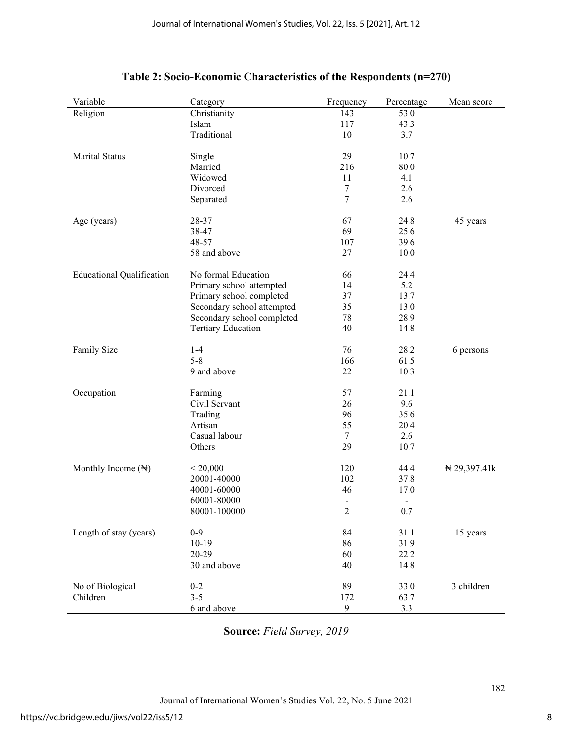**Table 2: Socio-Economic Characteristics of the Respondents (n=270)**

| Variable | Category | Frequency | Percentage | Mean score |
|---|---|---|---|---|
| Religion | Christianity | 143 | 53.0 | |
| | Islam | 117 | 43.3 | |
| | Traditional | 10 | 3.7 | |
| Marital Status | Single | 29 | 10.7 | |
| | Married | 216 | 80.0 | |
| | Widowed | 11 | 4.1 | |
| | Divorced | 7 | 2.6 | |
| | Separated | 7 | 2.6 | |
| Age (years) | 28-37 | 67 | 24.8 | 45 years |
| | 38-47 | 69 | 25.6 | |
| | 48-57 | 107 | 39.6 | |
| | 58 and above | 27 | 10.0 | |
| Educational Qualification | No formal Education | 66 | 24.4 | |
| | Primary school attempted | 14 | 5.2 | |
| | Primary school completed | 37 | 13.7 | |
| | Secondary school attempted | 35 | 13.0 | |
| | Secondary school completed | 78 | 28.9 | |
| | Tertiary Education | 40 | 14.8 | |
| Family Size | 1-4 | 76 | 28.2 | 6 persons |
| | 5-8 | 166 | 61.5 | |
| | 9 and above | 22 | 10.3 | |
| Occupation | Farming | 57 | 21.1 | |
| | Civil Servant | 26 | 9.6 | |
| | Trading | 96 | 35.6 | |
| | Artisan | 55 | 20.4 | |
| | Casual labour | 7 | 2.6 | |
| | Others | 29 | 10.7 | |
| Monthly Income (₦) | < 20,000 | 120 | 44.4 | ₦ 29,397.41k |
| | 20001-40000 | 102 | 37.8 | |
| | 40001-60000 | 46 | 17.0 | |
| | 60001-80000 | - | - | |
| | 80001-100000 | 2 | 0.7 | |
| Length of stay (years) | 0-9 | 84 | 31.1 | 15 years |
| | 10-19 | 86 | 31.9 | |
| | 20-29 | 60 | 22.2 | |
| | 30 and above | 40 | 14.8 | |
| No of Biological Children | 0-2 | 89 | 33.0 | 3 children |
| | 3-5 | 172 | 63.7 | |
| | 6 and above | 9 | 3.3 | |

**Source:** *Field Survey, 2019*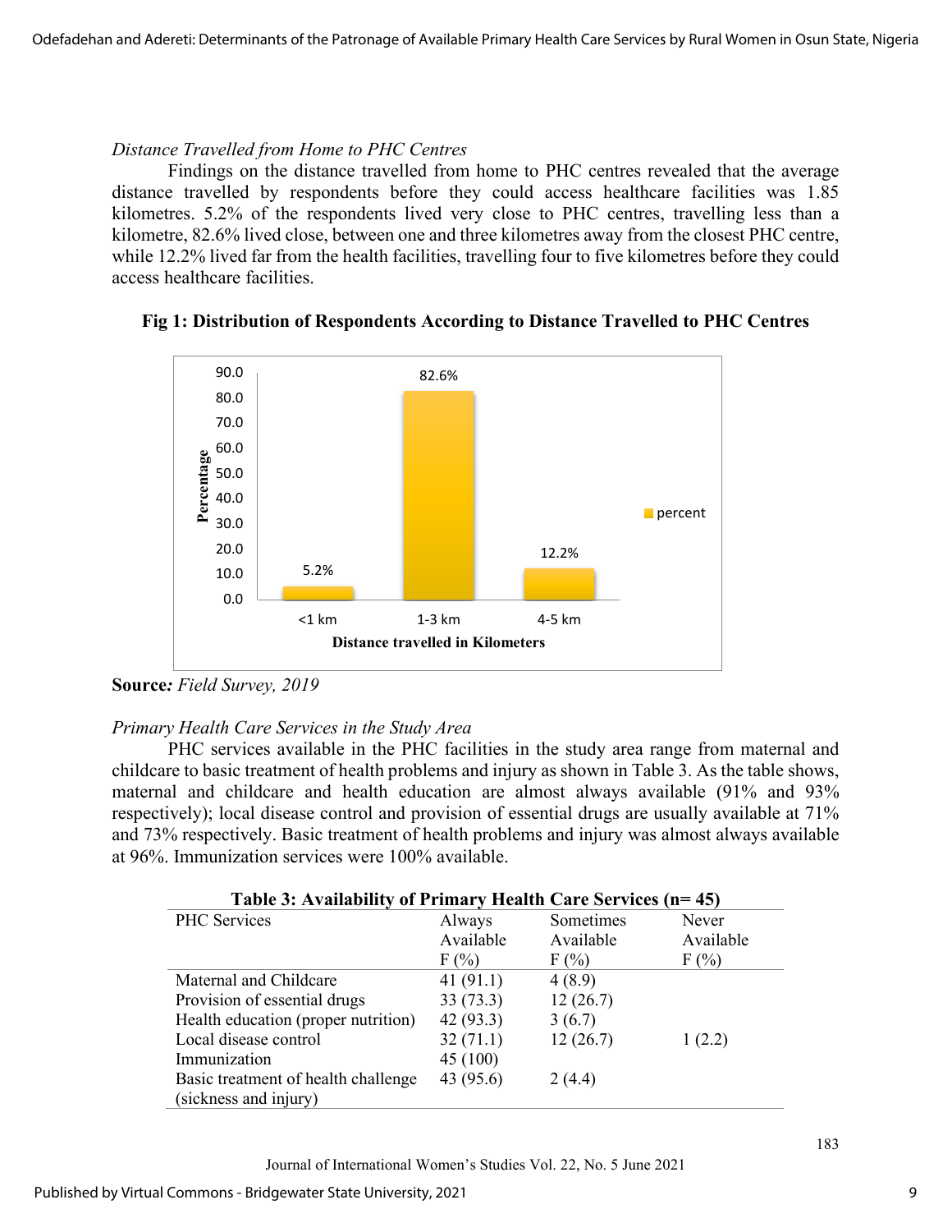*Distance Travelled from Home to PHC Centres*

Findings on the distance travelled from home to PHC centres revealed that the average distance travelled by respondents before they could access healthcare facilities was 1.85 kilometres. 5.2% of the respondents lived very close to PHC centres, travelling less than a kilometre, 82.6% lived close, between one and three kilometres away from the closest PHC centre, while 12.2% lived far from the health facilities, travelling four to five kilometres before they could access healthcare facilities.

**Fig 1: Distribution of Respondents According to Distance Travelled to PHC Centres**

| Distance travelled in Kilometers | percent |
|---|---|
| <1 km | 5.2% |
| 1-3 km | 82.6% |
| 4-5 km | 12.2% |

**Source***: Field Survey, 2019*

*Primary Health Care Services in the Study Area*

PHC services available in the PHC facilities in the study area range from maternal and childcare to basic treatment of health problems and injury as shown in Table 3. As the table shows, maternal and childcare and health education are almost always available (91% and 93% respectively); local disease control and provision of essential drugs are usually available at 71% and 73% respectively. Basic treatment of health problems and injury was almost always available at 96%. Immunization services were 100% available.

**Table 3: Availability of Primary Health Care Services (n= 45)**

| PHC Services | Always Available F (%) | Sometimes Available F (%) | Never Available F (%) |
|---|---|---|---|
| Maternal and Childcare | 41 (91.1) | 4 (8.9) | |
| Provision of essential drugs | 33 (73.3) | 12 (26.7) | |
| Health education (proper nutrition) | 42 (93.3) | 3 (6.7) | |
| Local disease control | 32 (71.1) | 12 (26.7) | 1 (2.2) |
| Immunization | 45 (100) | | |
| Basic treatment of health challenge (sickness and injury) | 43 (95.6) | 2 (4.4) | |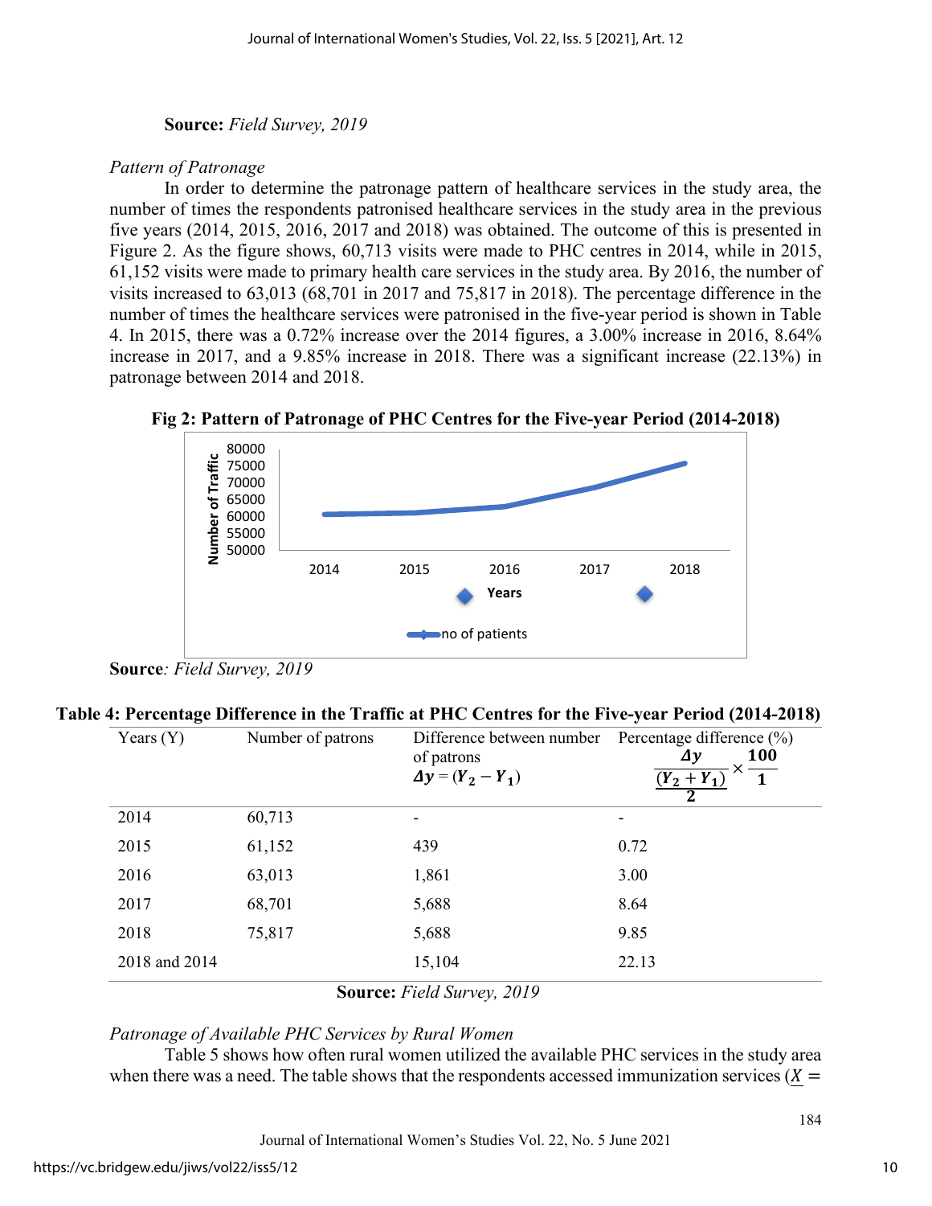**Source:** *Field Survey, 2019*

*Pattern of Patronage*

In order to determine the patronage pattern of healthcare services in the study area, the number of times the respondents patronised healthcare services in the study area in the previous five years (2014, 2015, 2016, 2017 and 2018) was obtained. The outcome of this is presented in Figure 2. As the figure shows, 60,713 visits were made to PHC centres in 2014, while in 2015, 61,152 visits were made to primary health care services in the study area. By 2016, the number of visits increased to 63,013 (68,701 in 2017 and 75,817 in 2018). The percentage difference in the number of times the healthcare services were patronised in the five-year period is shown in Table 4. In 2015, there was a 0.72% increase over the 2014 figures, a 3.00% increase in 2016, 8.64% increase in 2017, and a 9.85% increase in 2018. There was a significant increase (22.13%) in patronage between 2014 and 2018.

**Fig 2: Pattern of Patronage of PHC Centres for the Five-year Period (2014-2018)**

**Source**: *Field Survey, 2019*

**Table 4: Percentage Difference in the Traffic at PHC Centres for the Five-year Period (2014-2018)**

| Years (Y) | Number of patrons | Difference between number of patrons $\Delta y = (Y_2 - Y_1)$ | Percentage difference (%) $\frac{\Delta y}{\frac{(Y_2 + Y_1)}{2}} \times \frac{100}{1}$ |
|---|---|---|---|
| 2014 | 60,713 | - | - |
| 2015 | 61,152 | 439 | 0.72 |
| 2016 | 63,013 | 1,861 | 3.00 |
| 2017 | 68,701 | 5,688 | 8.64 |
| 2018 | 75,817 | 5,688 | 9.85 |
| 2018 and 2014 | | 15,104 | 22.13 |

**Source:** *Field Survey, 2019*

*Patronage of Available PHC Services by Rural Women*

Table 5 shows how often rural women utilized the available PHC services in the study area when there was a need. The table shows that the respondents accessed immunization services ($\underline{X} =$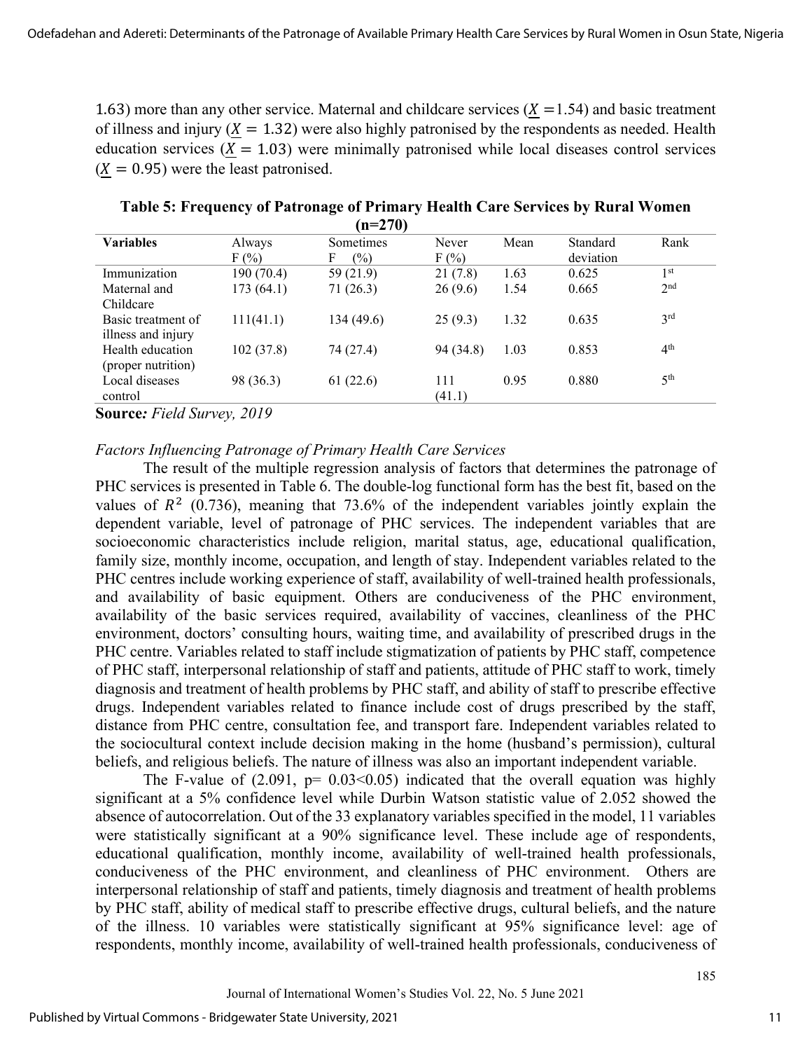1.63) more than any other service. Maternal and childcare services ($\underline{X}$ =1.54) and basic treatment of illness and injury ($\underline{X} = 1.32$) were also highly patronised by the respondents as needed. Health education services ($\underline{X} = 1.03$) were minimally patronised while local diseases control services ($\underline{X} = 0.95$) were the least patronised.

**Table 5: Frequency of Patronage of Primary Health Care Services by Rural Women (n=270)**

| Variables | Always F (%) | Sometimes F (%) | Never F (%) | Mean | Standard deviation | Rank |
|---|---|---|---|---|---|---|
| Immunization | 190 (70.4) | 59 (21.9) | 21 (7.8) | 1.63 | 0.625 | 1st |
| Maternal and Childcare | 173 (64.1) | 71 (26.3) | 26 (9.6) | 1.54 | 0.665 | 2nd |
| Basic treatment of illness and injury | 111(41.1) | 134 (49.6) | 25 (9.3) | 1.32 | 0.635 | 3rd |
| Health education (proper nutrition) | 102 (37.8) | 74 (27.4) | 94 (34.8) | 1.03 | 0.853 | 4th |
| Local diseases control | 98 (36.3) | 61 (22.6) | 111 (41.1) | 0.95 | 0.880 | 5th |

**Source***: Field Survey, 2019*

*Factors Influencing Patronage of Primary Health Care Services*

The result of the multiple regression analysis of factors that determines the patronage of PHC services is presented in Table 6. The double-log functional form has the best fit, based on the values of $R^2$ (0.736), meaning that 73.6% of the independent variables jointly explain the dependent variable, level of patronage of PHC services. The independent variables that are socioeconomic characteristics include religion, marital status, age, educational qualification, family size, monthly income, occupation, and length of stay. Independent variables related to the PHC centres include working experience of staff, availability of well-trained health professionals, and availability of basic equipment. Others are conduciveness of the PHC environment, availability of the basic services required, availability of vaccines, cleanliness of the PHC environment, doctors' consulting hours, waiting time, and availability of prescribed drugs in the PHC centre. Variables related to staff include stigmatization of patients by PHC staff, competence of PHC staff, interpersonal relationship of staff and patients, attitude of PHC staff to work, timely diagnosis and treatment of health problems by PHC staff, and ability of staff to prescribe effective drugs. Independent variables related to finance include cost of drugs prescribed by the staff, distance from PHC centre, consultation fee, and transport fare. Independent variables related to the sociocultural context include decision making in the home (husband's permission), cultural beliefs, and religious beliefs. The nature of illness was also an important independent variable.

The F-value of (2.091, p= 0.03<0.05) indicated that the overall equation was highly significant at a 5% confidence level while Durbin Watson statistic value of 2.052 showed the absence of autocorrelation. Out of the 33 explanatory variables specified in the model, 11 variables were statistically significant at a 90% significance level. These include age of respondents, educational qualification, monthly income, availability of well-trained health professionals, conduciveness of the PHC environment, and cleanliness of PHC environment. Others are interpersonal relationship of staff and patients, timely diagnosis and treatment of health problems by PHC staff, ability of medical staff to prescribe effective drugs, cultural beliefs, and the nature of the illness. 10 variables were statistically significant at 95% significance level: age of respondents, monthly income, availability of well-trained health professionals, conduciveness of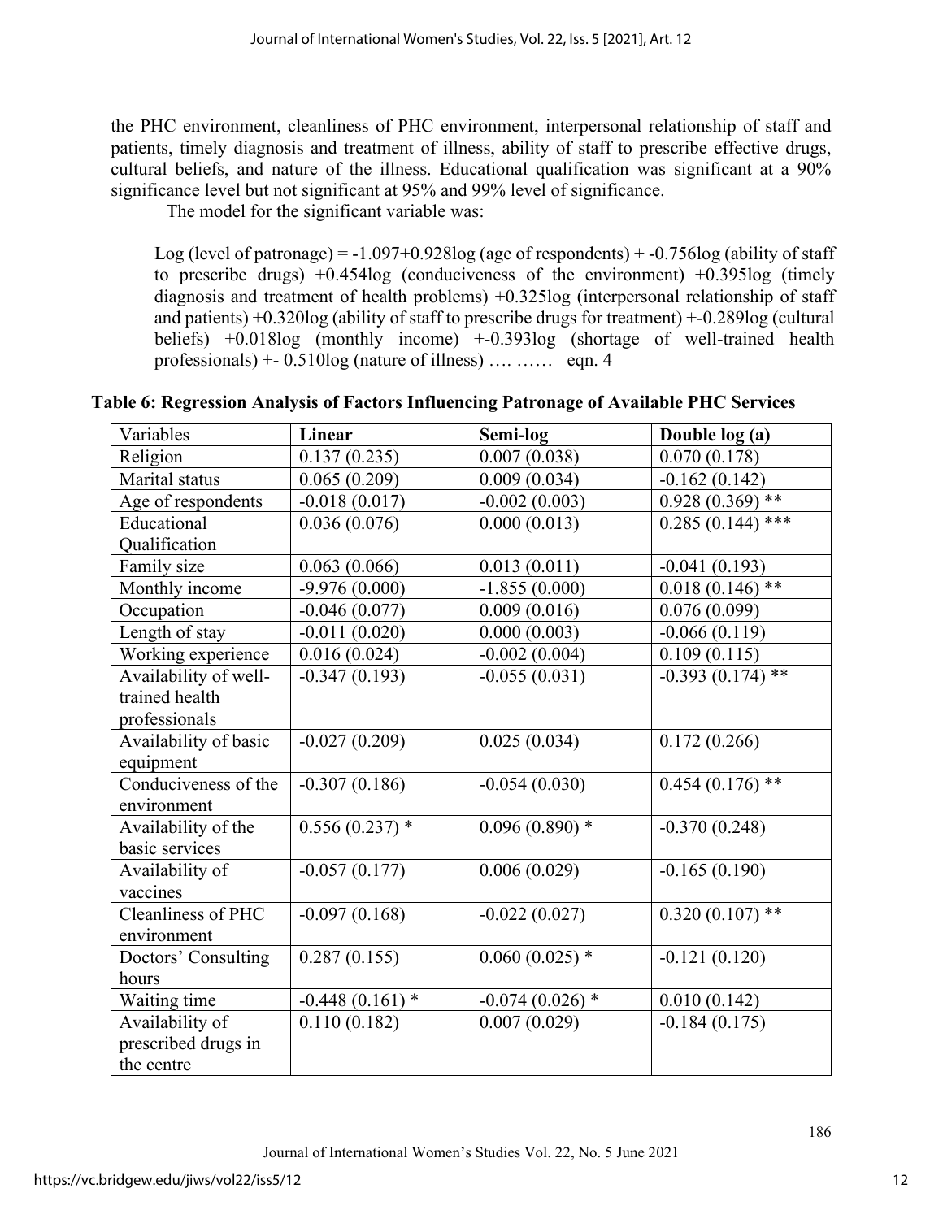the PHC environment, cleanliness of PHC environment, interpersonal relationship of staff and patients, timely diagnosis and treatment of illness, ability of staff to prescribe effective drugs, cultural beliefs, and nature of the illness. Educational qualification was significant at a 90% significance level but not significant at 95% and 99% level of significance.

The model for the significant variable was:

> Log (level of patronage) = -1.097+0.928log (age of respondents) + -0.756log (ability of staff to prescribe drugs) +0.454log (conduciveness of the environment) +0.395log (timely diagnosis and treatment of health problems) +0.325log (interpersonal relationship of staff and patients) +0.320log (ability of staff to prescribe drugs for treatment) +-0.289log (cultural beliefs) +0.018log (monthly income) +-0.393log (shortage of well-trained health professionals) +- 0.510log (nature of illness) …. …… eqn. 4

**Table 6: Regression Analysis of Factors Influencing Patronage of Available PHC Services**

| Variables | **Linear** | **Semi-log** | **Double log (a)** |
|---|---|---|---|
| Religion | 0.137 (0.235) | 0.007 (0.038) | 0.070 (0.178) |
| Marital status | 0.065 (0.209) | 0.009 (0.034) | -0.162 (0.142) |
| Age of respondents | -0.018 (0.017) | -0.002 (0.003) | 0.928 (0.369) ** |
| Educational Qualification | 0.036 (0.076) | 0.000 (0.013) | 0.285 (0.144) *** |
| Family size | 0.063 (0.066) | 0.013 (0.011) | -0.041 (0.193) |
| Monthly income | -9.976 (0.000) | -1.855 (0.000) | 0.018 (0.146) ** |
| Occupation | -0.046 (0.077) | 0.009 (0.016) | 0.076 (0.099) |
| Length of stay | -0.011 (0.020) | 0.000 (0.003) | -0.066 (0.119) |
| Working experience | 0.016 (0.024) | -0.002 (0.004) | 0.109 (0.115) |
| Availability of well-trained health professionals | -0.347 (0.193) | -0.055 (0.031) | -0.393 (0.174) ** |
| Availability of basic equipment | -0.027 (0.209) | 0.025 (0.034) | 0.172 (0.266) |
| Conduciveness of the environment | -0.307 (0.186) | -0.054 (0.030) | 0.454 (0.176) ** |
| Availability of the basic services | 0.556 (0.237) * | 0.096 (0.890) * | -0.370 (0.248) |
| Availability of vaccines | -0.057 (0.177) | 0.006 (0.029) | -0.165 (0.190) |
| Cleanliness of PHC environment | -0.097 (0.168) | -0.022 (0.027) | 0.320 (0.107) ** |
| Doctors' Consulting hours | 0.287 (0.155) | 0.060 (0.025) * | -0.121 (0.120) |
| Waiting time | -0.448 (0.161) * | -0.074 (0.026) * | 0.010 (0.142) |
| Availability of prescribed drugs in the centre | 0.110 (0.182) | 0.007 (0.029) | -0.184 (0.175) |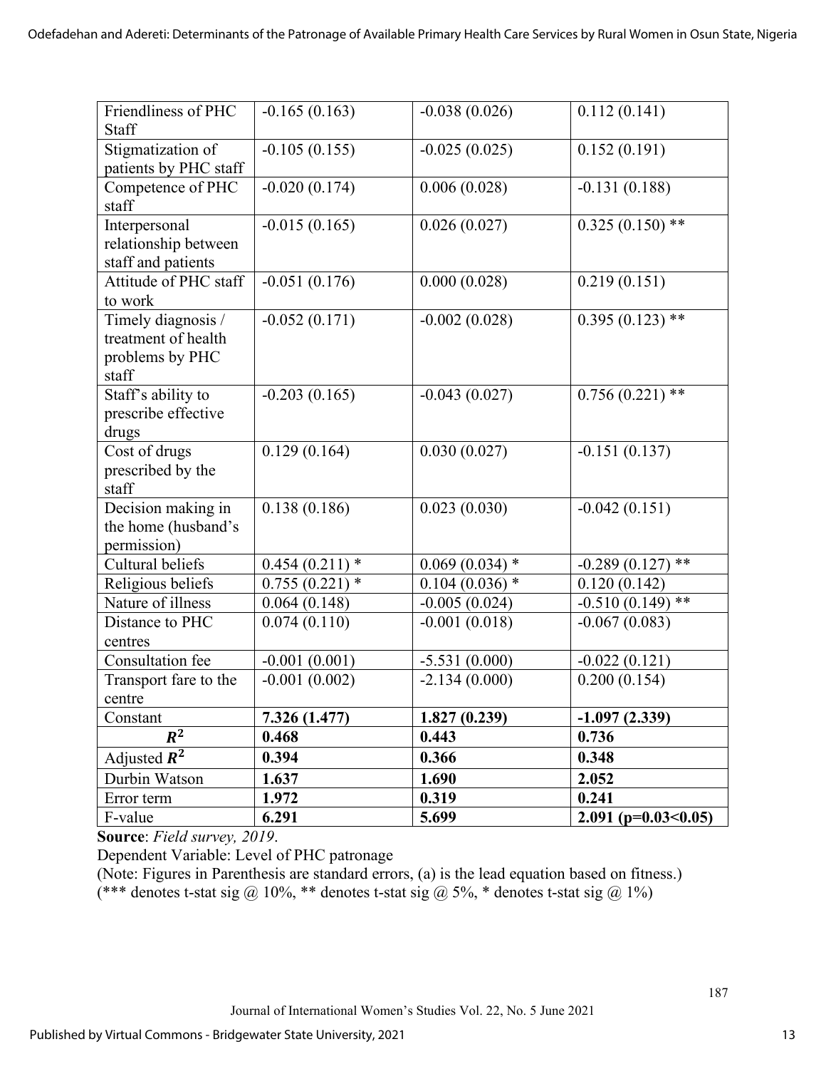| Friendliness of PHC Staff | -0.165 (0.163) | -0.038 (0.026) | 0.112 (0.141) |
|---|---|---|---|
| Stigmatization of patients by PHC staff | -0.105 (0.155) | -0.025 (0.025) | 0.152 (0.191) |
| Competence of PHC staff | -0.020 (0.174) | 0.006 (0.028) | -0.131 (0.188) |
| Interpersonal relationship between staff and patients | -0.015 (0.165) | 0.026 (0.027) | 0.325 (0.150) ** |
| Attitude of PHC staff to work | -0.051 (0.176) | 0.000 (0.028) | 0.219 (0.151) |
| Timely diagnosis / treatment of health problems by PHC staff | -0.052 (0.171) | -0.002 (0.028) | 0.395 (0.123) ** |
| Staff's ability to prescribe effective drugs | -0.203 (0.165) | -0.043 (0.027) | 0.756 (0.221) ** |
| Cost of drugs prescribed by the staff | 0.129 (0.164) | 0.030 (0.027) | -0.151 (0.137) |
| Decision making in the home (husband's permission) | 0.138 (0.186) | 0.023 (0.030) | -0.042 (0.151) |
| Cultural beliefs | 0.454 (0.211) * | 0.069 (0.034) * | -0.289 (0.127) ** |
| Religious beliefs | 0.755 (0.221) * | 0.104 (0.036) * | 0.120 (0.142) |
| Nature of illness | 0.064 (0.148) | -0.005 (0.024) | -0.510 (0.149) ** |
| Distance to PHC centres | 0.074 (0.110) | -0.001 (0.018) | -0.067 (0.083) |
| Consultation fee | -0.001 (0.001) | -5.531 (0.000) | -0.022 (0.121) |
| Transport fare to the centre | -0.001 (0.002) | -2.134 (0.000) | 0.200 (0.154) |
| Constant | **7.326 (1.477)** | **1.827 (0.239)** | **-1.097 (2.339)** |
| $R^2$ | **0.468** | **0.443** | **0.736** |
| Adjusted $R^2$ | **0.394** | **0.366** | **0.348** |
| Durbin Watson | **1.637** | **1.690** | **2.052** |
| Error term | **1.972** | **0.319** | **0.241** |
| F-value | **6.291** | **5.699** | **2.091 ($p=0.03<0.05$)** |

**Source**: *Field survey, 2019*.

Dependent Variable: Level of PHC patronage

(Note: Figures in Parenthesis are standard errors, (a) is the lead equation based on fitness.)

(*** denotes t-stat sig @ 10%, ** denotes t-stat sig @ 5%, * denotes t-stat sig @ 1%)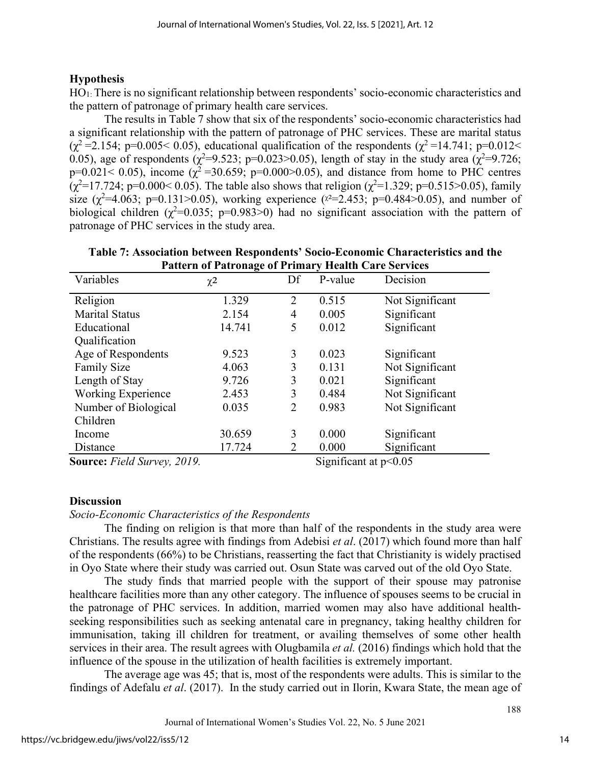## Hypothesis

$HO_1$: There is no significant relationship between respondents' socio-economic characteristics and the pattern of patronage of primary health care services.

The results in Table 7 show that six of the respondents' socio-economic characteristics had a significant relationship with the pattern of patronage of PHC services. These are marital status ($\chi^2$ =2.154; p=0.005< 0.05), educational qualification of the respondents ($\chi^2$ =14.741; p=0.012< 0.05), age of respondents ($\chi^2$=9.523; p=0.023>0.05), length of stay in the study area ($\chi^2$=9.726; p=0.021< 0.05), income ($\chi^2$ =30.659; p=0.000>0.05), and distance from home to PHC centres ($\chi^2$=17.724; p=0.000< 0.05). The table also shows that religion ($\chi^2$=1.329; p=0.515>0.05), family size ($\chi^2$=4.063; p=0.131>0.05), working experience ($\chi^2$=2.453; p=0.484>0.05), and number of biological children ($\chi^2$=0.035; p=0.983>0) had no significant association with the pattern of patronage of PHC services in the study area.

**Table 7: Association between Respondents' Socio-Economic Characteristics and the Pattern of Patronage of Primary Health Care Services**

| Variables | $\chi^2$ | Df | P-value | Decision |
|---|---|---|---|---|
| Religion | 1.329 | 2 | 0.515 | Not Significant |
| Marital Status | 2.154 | 4 | 0.005 | Significant |
| Educational Qualification | 14.741 | 5 | 0.012 | Significant |
| Age of Respondents | 9.523 | 3 | 0.023 | Significant |
| Family Size | 4.063 | 3 | 0.131 | Not Significant |
| Length of Stay | 9.726 | 3 | 0.021 | Significant |
| Working Experience | 2.453 | 3 | 0.484 | Not Significant |
| Number of Biological Children | 0.035 | 2 | 0.983 | Not Significant |
| Income | 30.659 | 3 | 0.000 | Significant |
| Distance | 17.724 | 2 | 0.000 | Significant |

**Source:** *Field Survey, 2019.* Significant at $p<0.05$

## Discussion

*Socio-Economic Characteristics of the Respondents*

The finding on religion is that more than half of the respondents in the study area were Christians. The results agree with findings from Adebisi *et al*. (2017) which found more than half of the respondents (66%) to be Christians, reasserting the fact that Christianity is widely practised in Oyo State where their study was carried out. Osun State was carved out of the old Oyo State.

The study finds that married people with the support of their spouse may patronise healthcare facilities more than any other category. The influence of spouses seems to be crucial in the patronage of PHC services. In addition, married women may also have additional health-seeking responsibilities such as seeking antenatal care in pregnancy, taking healthy children for immunisation, taking ill children for treatment, or availing themselves of some other health services in their area. The result agrees with Olugbamila *et al.* (2016) findings which hold that the influence of the spouse in the utilization of health facilities is extremely important.

The average age was 45; that is, most of the respondents were adults. This is similar to the findings of Adefalu *et al*. (2017). In the study carried out in Ilorin, Kwara State, the mean age of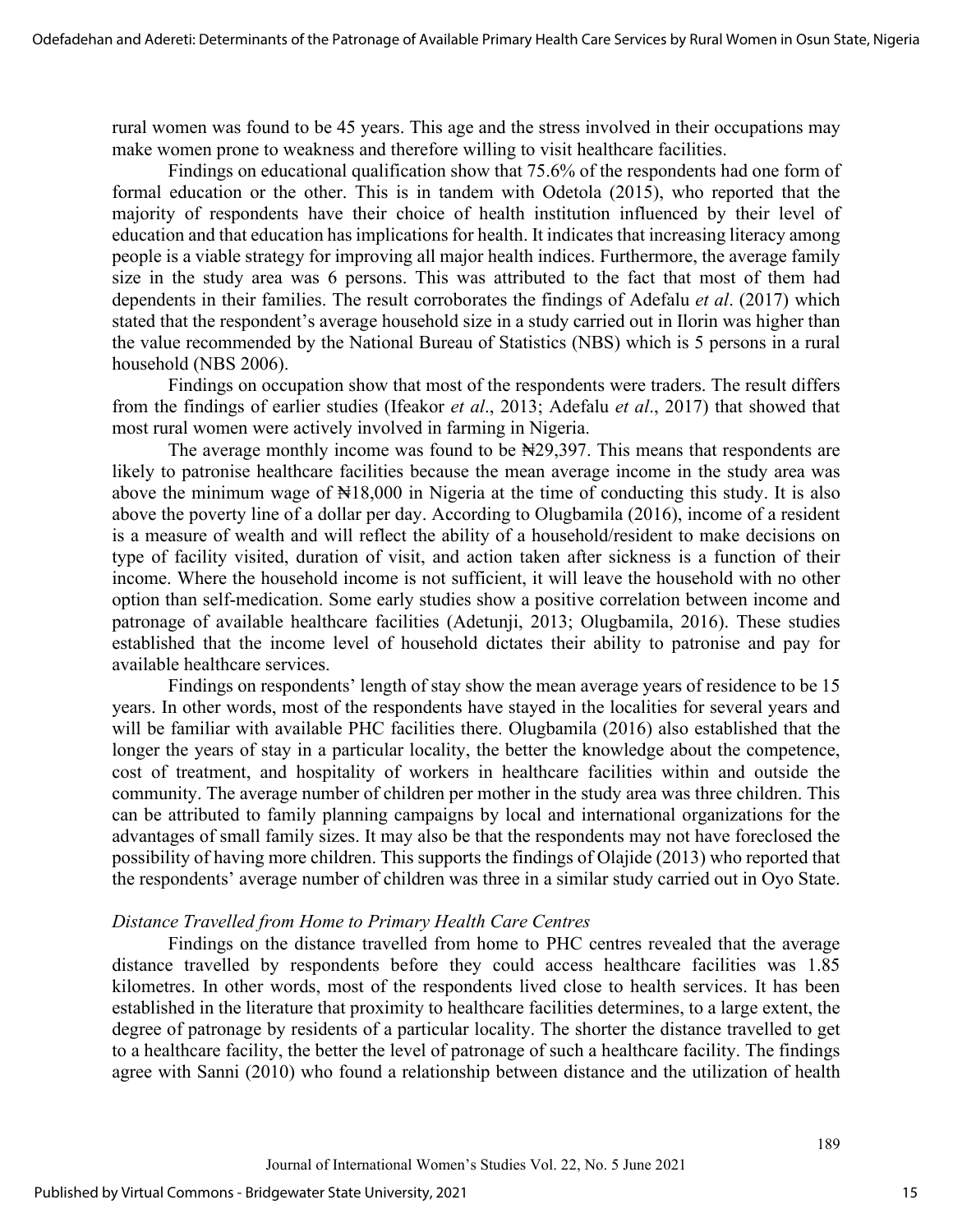rural women was found to be 45 years. This age and the stress involved in their occupations may make women prone to weakness and therefore willing to visit healthcare facilities.

Findings on educational qualification show that 75.6% of the respondents had one form of formal education or the other. This is in tandem with Odetola (2015), who reported that the majority of respondents have their choice of health institution influenced by their level of education and that education has implications for health. It indicates that increasing literacy among people is a viable strategy for improving all major health indices. Furthermore, the average family size in the study area was 6 persons. This was attributed to the fact that most of them had dependents in their families. The result corroborates the findings of Adefalu *et al*. (2017) which stated that the respondent's average household size in a study carried out in Ilorin was higher than the value recommended by the National Bureau of Statistics (NBS) which is 5 persons in a rural household (NBS 2006).

Findings on occupation show that most of the respondents were traders. The result differs from the findings of earlier studies (Ifeakor *et al*., 2013; Adefalu *et al*., 2017) that showed that most rural women were actively involved in farming in Nigeria.

The average monthly income was found to be ₦29,397. This means that respondents are likely to patronise healthcare facilities because the mean average income in the study area was above the minimum wage of ₦18,000 in Nigeria at the time of conducting this study. It is also above the poverty line of a dollar per day. According to Olugbamila (2016), income of a resident is a measure of wealth and will reflect the ability of a household/resident to make decisions on type of facility visited, duration of visit, and action taken after sickness is a function of their income. Where the household income is not sufficient, it will leave the household with no other option than self-medication. Some early studies show a positive correlation between income and patronage of available healthcare facilities (Adetunji, 2013; Olugbamila, 2016). These studies established that the income level of household dictates their ability to patronise and pay for available healthcare services.

Findings on respondents' length of stay show the mean average years of residence to be 15 years. In other words, most of the respondents have stayed in the localities for several years and will be familiar with available PHC facilities there. Olugbamila (2016) also established that the longer the years of stay in a particular locality, the better the knowledge about the competence, cost of treatment, and hospitality of workers in healthcare facilities within and outside the community. The average number of children per mother in the study area was three children. This can be attributed to family planning campaigns by local and international organizations for the advantages of small family sizes. It may also be that the respondents may not have foreclosed the possibility of having more children. This supports the findings of Olajide (2013) who reported that the respondents' average number of children was three in a similar study carried out in Oyo State.

### *Distance Travelled from Home to Primary Health Care Centres*

Findings on the distance travelled from home to PHC centres revealed that the average distance travelled by respondents before they could access healthcare facilities was 1.85 kilometres. In other words, most of the respondents lived close to health services. It has been established in the literature that proximity to healthcare facilities determines, to a large extent, the degree of patronage by residents of a particular locality. The shorter the distance travelled to get to a healthcare facility, the better the level of patronage of such a healthcare facility. The findings agree with Sanni (2010) who found a relationship between distance and the utilization of health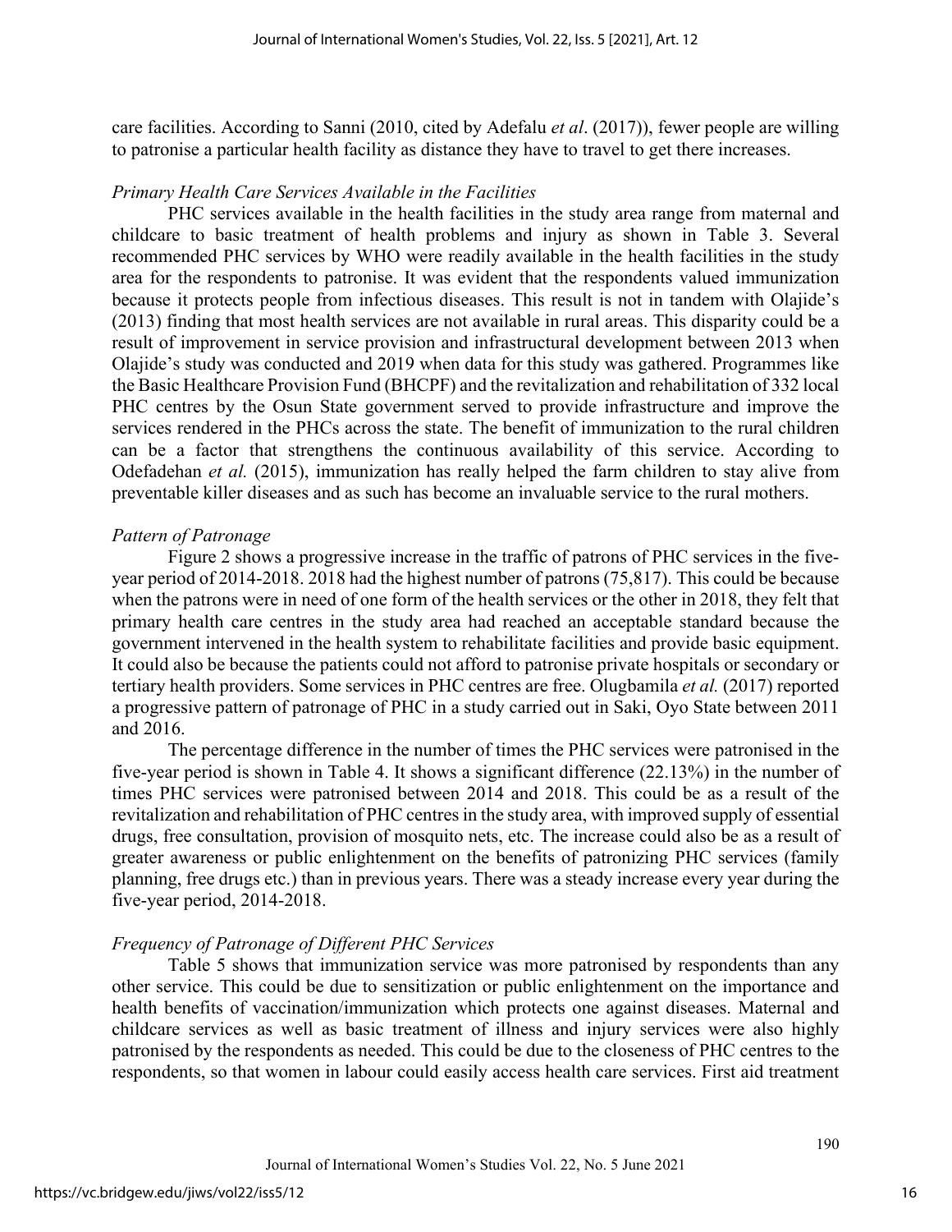care facilities. According to Sanni (2010, cited by Adefalu *et al*. (2017)), fewer people are willing to patronise a particular health facility as distance they have to travel to get there increases.

### *Primary Health Care Services Available in the Facilities*

PHC services available in the health facilities in the study area range from maternal and childcare to basic treatment of health problems and injury as shown in Table 3. Several recommended PHC services by WHO were readily available in the health facilities in the study area for the respondents to patronise. It was evident that the respondents valued immunization because it protects people from infectious diseases. This result is not in tandem with Olajide's (2013) finding that most health services are not available in rural areas. This disparity could be a result of improvement in service provision and infrastructural development between 2013 when Olajide's study was conducted and 2019 when data for this study was gathered. Programmes like the Basic Healthcare Provision Fund (BHCPF) and the revitalization and rehabilitation of 332 local PHC centres by the Osun State government served to provide infrastructure and improve the services rendered in the PHCs across the state. The benefit of immunization to the rural children can be a factor that strengthens the continuous availability of this service. According to Odefadehan *et al.* (2015), immunization has really helped the farm children to stay alive from preventable killer diseases and as such has become an invaluable service to the rural mothers.

### *Pattern of Patronage*

Figure 2 shows a progressive increase in the traffic of patrons of PHC services in the five-year period of 2014-2018. 2018 had the highest number of patrons (75,817). This could be because when the patrons were in need of one form of the health services or the other in 2018, they felt that primary health care centres in the study area had reached an acceptable standard because the government intervened in the health system to rehabilitate facilities and provide basic equipment. It could also be because the patients could not afford to patronise private hospitals or secondary or tertiary health providers. Some services in PHC centres are free. Olugbamila *et al.* (2017) reported a progressive pattern of patronage of PHC in a study carried out in Saki, Oyo State between 2011 and 2016.

The percentage difference in the number of times the PHC services were patronised in the five-year period is shown in Table 4. It shows a significant difference (22.13%) in the number of times PHC services were patronised between 2014 and 2018. This could be as a result of the revitalization and rehabilitation of PHC centres in the study area, with improved supply of essential drugs, free consultation, provision of mosquito nets, etc. The increase could also be as a result of greater awareness or public enlightenment on the benefits of patronizing PHC services (family planning, free drugs etc.) than in previous years. There was a steady increase every year during the five-year period, 2014-2018.

### *Frequency of Patronage of Different PHC Services*

Table 5 shows that immunization service was more patronised by respondents than any other service. This could be due to sensitization or public enlightenment on the importance and health benefits of vaccination/immunization which protects one against diseases. Maternal and childcare services as well as basic treatment of illness and injury services were also highly patronised by the respondents as needed. This could be due to the closeness of PHC centres to the respondents, so that women in labour could easily access health care services. First aid treatment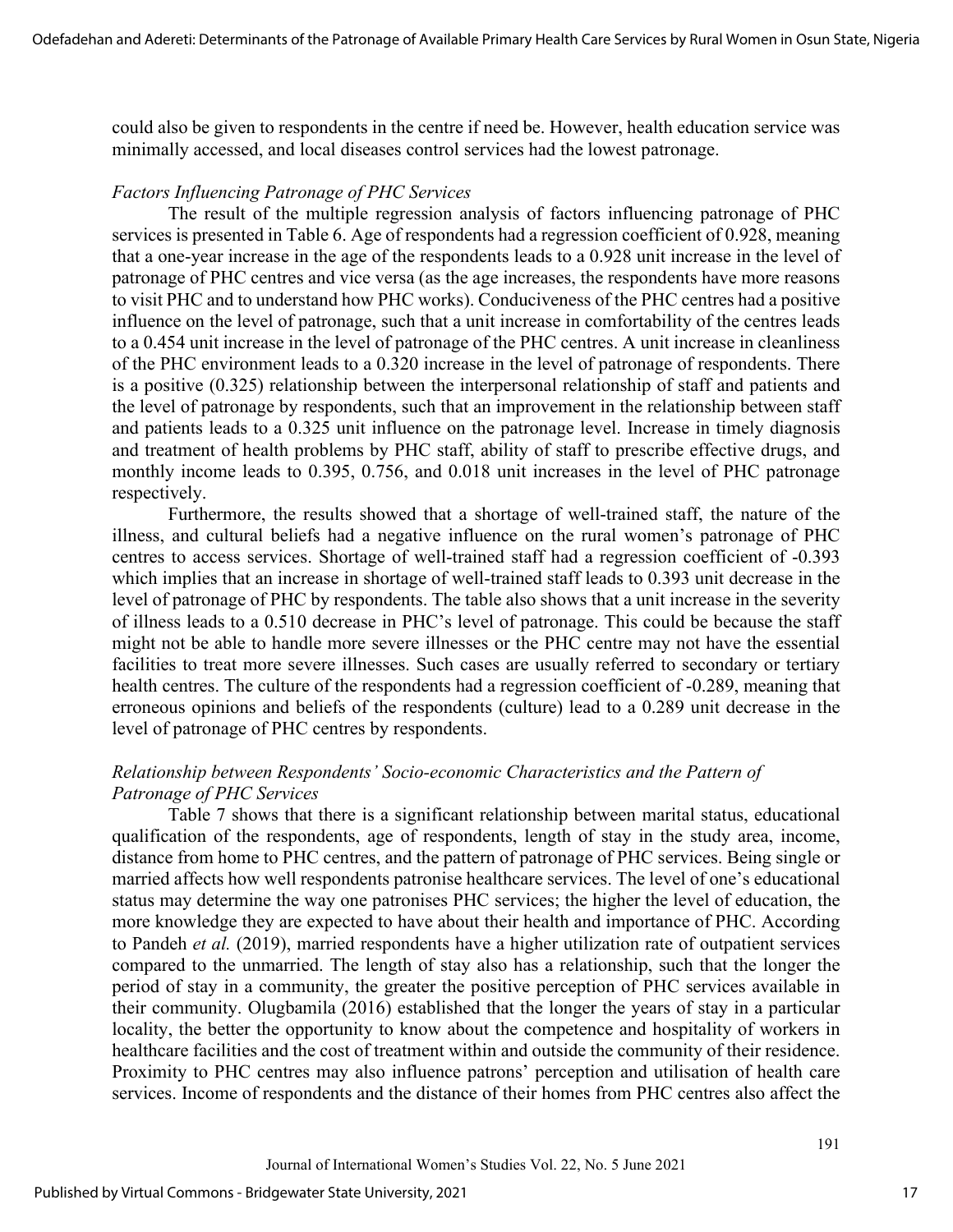could also be given to respondents in the centre if need be. However, health education service was minimally accessed, and local diseases control services had the lowest patronage.

### *Factors Influencing Patronage of PHC Services*

The result of the multiple regression analysis of factors influencing patronage of PHC services is presented in Table 6. Age of respondents had a regression coefficient of 0.928, meaning that a one-year increase in the age of the respondents leads to a 0.928 unit increase in the level of patronage of PHC centres and vice versa (as the age increases, the respondents have more reasons to visit PHC and to understand how PHC works). Conduciveness of the PHC centres had a positive influence on the level of patronage, such that a unit increase in comfortability of the centres leads to a 0.454 unit increase in the level of patronage of the PHC centres. A unit increase in cleanliness of the PHC environment leads to a 0.320 increase in the level of patronage of respondents. There is a positive (0.325) relationship between the interpersonal relationship of staff and patients and the level of patronage by respondents, such that an improvement in the relationship between staff and patients leads to a 0.325 unit influence on the patronage level. Increase in timely diagnosis and treatment of health problems by PHC staff, ability of staff to prescribe effective drugs, and monthly income leads to 0.395, 0.756, and 0.018 unit increases in the level of PHC patronage respectively.

Furthermore, the results showed that a shortage of well-trained staff, the nature of the illness, and cultural beliefs had a negative influence on the rural women's patronage of PHC centres to access services. Shortage of well-trained staff had a regression coefficient of -0.393 which implies that an increase in shortage of well-trained staff leads to 0.393 unit decrease in the level of patronage of PHC by respondents. The table also shows that a unit increase in the severity of illness leads to a 0.510 decrease in PHC's level of patronage. This could be because the staff might not be able to handle more severe illnesses or the PHC centre may not have the essential facilities to treat more severe illnesses. Such cases are usually referred to secondary or tertiary health centres. The culture of the respondents had a regression coefficient of -0.289, meaning that erroneous opinions and beliefs of the respondents (culture) lead to a 0.289 unit decrease in the level of patronage of PHC centres by respondents.

### *Relationship between Respondents' Socio-economic Characteristics and the Pattern of Patronage of PHC Services*

Table 7 shows that there is a significant relationship between marital status, educational qualification of the respondents, age of respondents, length of stay in the study area, income, distance from home to PHC centres, and the pattern of patronage of PHC services. Being single or married affects how well respondents patronise healthcare services. The level of one's educational status may determine the way one patronises PHC services; the higher the level of education, the more knowledge they are expected to have about their health and importance of PHC. According to Pandeh *et al.* (2019), married respondents have a higher utilization rate of outpatient services compared to the unmarried. The length of stay also has a relationship, such that the longer the period of stay in a community, the greater the positive perception of PHC services available in their community. Olugbamila (2016) established that the longer the years of stay in a particular locality, the better the opportunity to know about the competence and hospitality of workers in healthcare facilities and the cost of treatment within and outside the community of their residence. Proximity to PHC centres may also influence patrons' perception and utilisation of health care services. Income of respondents and the distance of their homes from PHC centres also affect the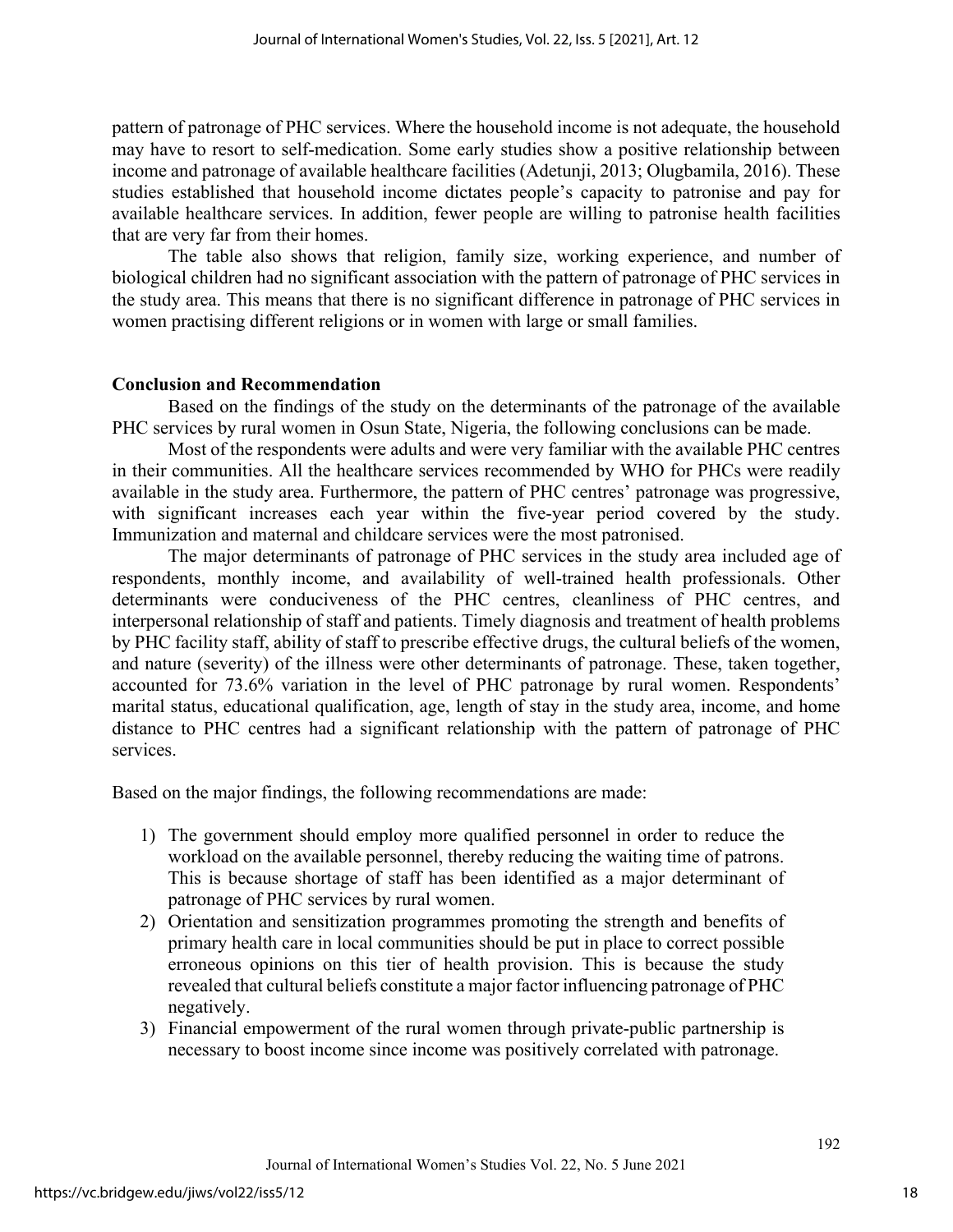pattern of patronage of PHC services. Where the household income is not adequate, the household may have to resort to self-medication. Some early studies show a positive relationship between income and patronage of available healthcare facilities (Adetunji, 2013; Olugbamila, 2016). These studies established that household income dictates people's capacity to patronise and pay for available healthcare services. In addition, fewer people are willing to patronise health facilities that are very far from their homes.

The table also shows that religion, family size, working experience, and number of biological children had no significant association with the pattern of patronage of PHC services in the study area. This means that there is no significant difference in patronage of PHC services in women practising different religions or in women with large or small families.

## Conclusion and Recommendation

Based on the findings of the study on the determinants of the patronage of the available PHC services by rural women in Osun State, Nigeria, the following conclusions can be made.

Most of the respondents were adults and were very familiar with the available PHC centres in their communities. All the healthcare services recommended by WHO for PHCs were readily available in the study area. Furthermore, the pattern of PHC centres' patronage was progressive, with significant increases each year within the five-year period covered by the study. Immunization and maternal and childcare services were the most patronised.

The major determinants of patronage of PHC services in the study area included age of respondents, monthly income, and availability of well-trained health professionals. Other determinants were conduciveness of the PHC centres, cleanliness of PHC centres, and interpersonal relationship of staff and patients. Timely diagnosis and treatment of health problems by PHC facility staff, ability of staff to prescribe effective drugs, the cultural beliefs of the women, and nature (severity) of the illness were other determinants of patronage. These, taken together, accounted for 73.6% variation in the level of PHC patronage by rural women. Respondents' marital status, educational qualification, age, length of stay in the study area, income, and home distance to PHC centres had a significant relationship with the pattern of patronage of PHC services.

Based on the major findings, the following recommendations are made:

1) The government should employ more qualified personnel in order to reduce the workload on the available personnel, thereby reducing the waiting time of patrons. This is because shortage of staff has been identified as a major determinant of patronage of PHC services by rural women.
2) Orientation and sensitization programmes promoting the strength and benefits of primary health care in local communities should be put in place to correct possible erroneous opinions on this tier of health provision. This is because the study revealed that cultural beliefs constitute a major factor influencing patronage of PHC negatively.
3) Financial empowerment of the rural women through private-public partnership is necessary to boost income since income was positively correlated with patronage.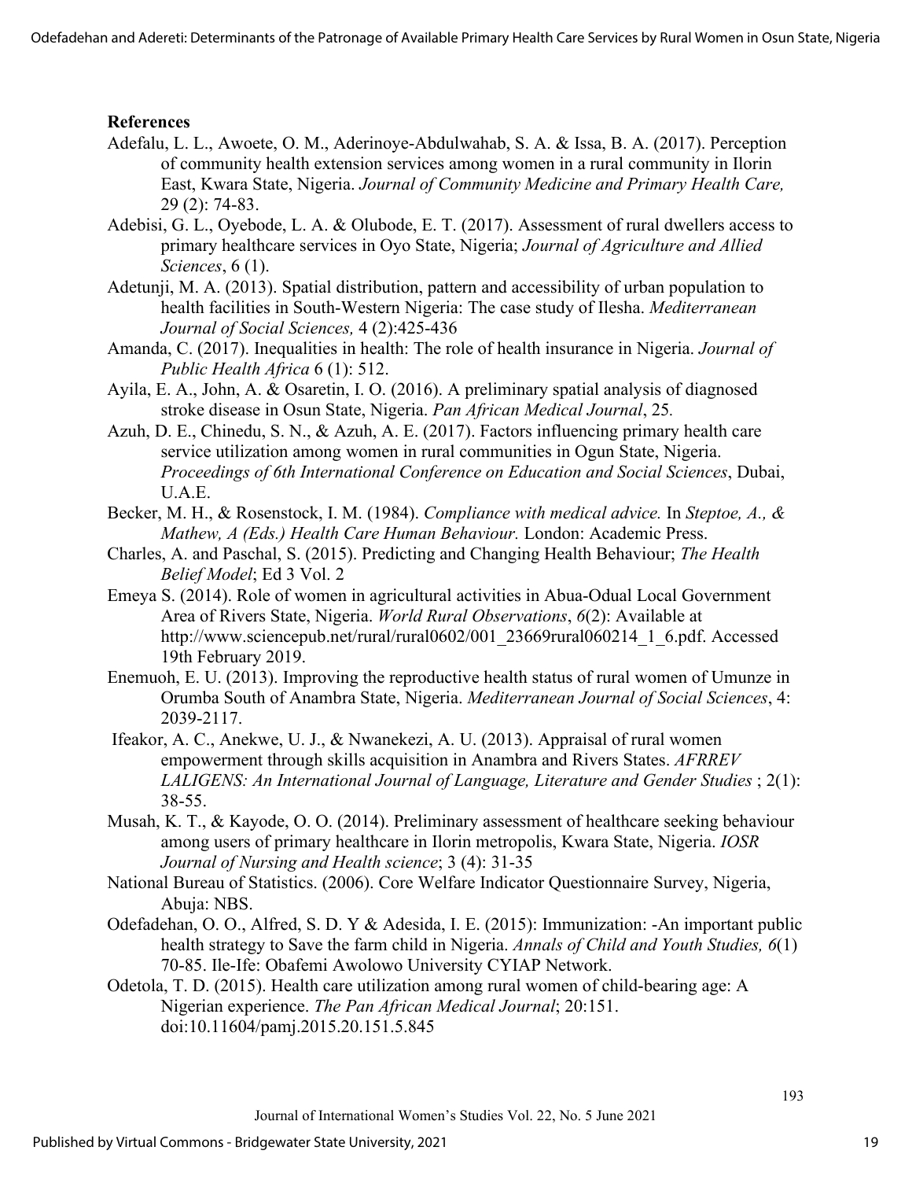## References

Adefalu, L. L., Awoete, O. M., Aderinoye-Abdulwahab, S. A. & Issa, B. A. (2017). Perception of community health extension services among women in a rural community in Ilorin East, Kwara State, Nigeria. *Journal of Community Medicine and Primary Health Care,* 29 (2): 74-83.

Adebisi, G. L., Oyebode, L. A. & Olubode, E. T. (2017). Assessment of rural dwellers access to primary healthcare services in Oyo State, Nigeria; *Journal of Agriculture and Allied Sciences*, 6 (1).

Adetunji, M. A. (2013). Spatial distribution, pattern and accessibility of urban population to health facilities in South-Western Nigeria: The case study of Ilesha. *Mediterranean Journal of Social Sciences,* 4 (2):425-436

Amanda, C. (2017). Inequalities in health: The role of health insurance in Nigeria. *Journal of Public Health Africa* 6 (1): 512.

Ayila, E. A., John, A. & Osaretin, I. O. (2016). A preliminary spatial analysis of diagnosed stroke disease in Osun State, Nigeria. *Pan African Medical Journal*, 25*.*

Azuh, D. E., Chinedu, S. N., & Azuh, A. E. (2017). Factors influencing primary health care service utilization among women in rural communities in Ogun State, Nigeria. *Proceedings of 6th International Conference on Education and Social Sciences*, Dubai, U.A.E.

Becker, M. H., & Rosenstock, I. M. (1984). *Compliance with medical advice.* In *Steptoe, A., & Mathew, A (Eds.) Health Care Human Behaviour.* London: Academic Press.

Charles, A. and Paschal, S. (2015). Predicting and Changing Health Behaviour; *The Health Belief Model*; Ed 3 Vol. 2

Emeya S. (2014). Role of women in agricultural activities in Abua-Odual Local Government Area of Rivers State, Nigeria. *World Rural Observations*, *6*(2): Available at http://www.sciencepub.net/rural/rural0602/001_23669rural060214_1_6.pdf. Accessed 19th February 2019.

Enemuoh, E. U. (2013). Improving the reproductive health status of rural women of Umunze in Orumba South of Anambra State, Nigeria. *Mediterranean Journal of Social Sciences*, 4: 2039-2117.

Ifeakor, A. C., Anekwe, U. J., & Nwanekezi, A. U. (2013). Appraisal of rural women empowerment through skills acquisition in Anambra and Rivers States. *AFRREV LALIGENS: An International Journal of Language, Literature and Gender Studies* ; 2(1): 38-55.

Musah, K. T., & Kayode, O. O. (2014). Preliminary assessment of healthcare seeking behaviour among users of primary healthcare in Ilorin metropolis, Kwara State, Nigeria. *IOSR Journal of Nursing and Health science*; 3 (4): 31-35

National Bureau of Statistics. (2006). Core Welfare Indicator Questionnaire Survey, Nigeria, Abuja: NBS.

Odefadehan, O. O., Alfred, S. D. Y & Adesida, I. E. (2015): Immunization: -An important public health strategy to Save the farm child in Nigeria. *Annals of Child and Youth Studies, 6*(1) 70-85. Ile-Ife: Obafemi Awolowo University CYIAP Network.

Odetola, T. D. (2015). Health care utilization among rural women of child-bearing age: A Nigerian experience. *The Pan African Medical Journal*; 20:151. doi:10.11604/pamj.2015.20.151.5.845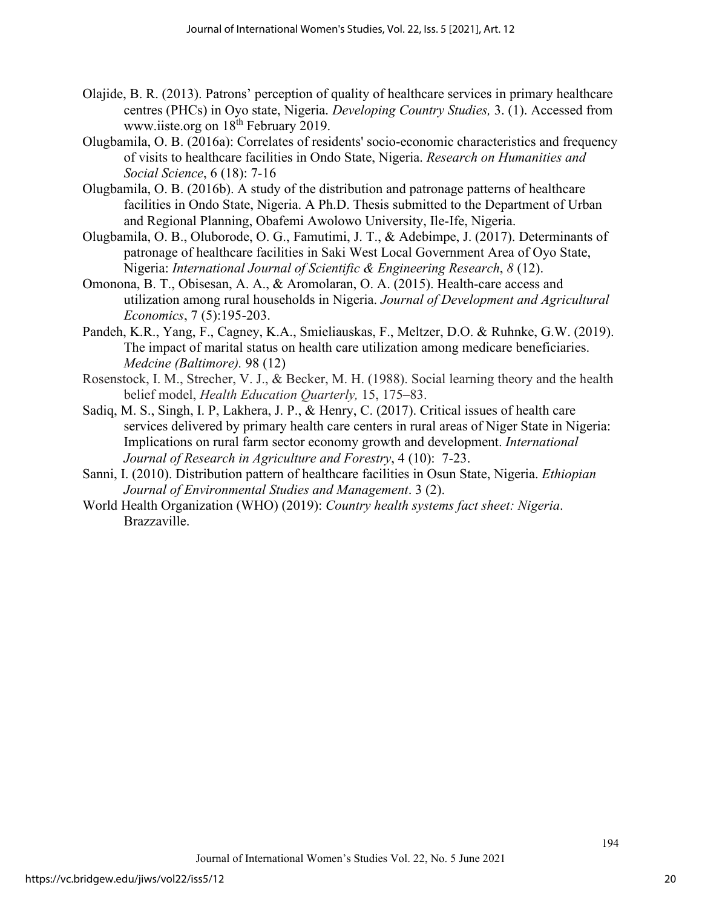Olajide, B. R. (2013). Patrons' perception of quality of healthcare services in primary healthcare centres (PHCs) in Oyo state, Nigeria. *Developing Country Studies,* 3. (1). Accessed from www.iiste.org on 18th February 2019.

Olugbamila, O. B. (2016a): Correlates of residents' socio-economic characteristics and frequency of visits to healthcare facilities in Ondo State, Nigeria. *Research on Humanities and Social Science*, 6 (18): 7-16

Olugbamila, O. B. (2016b). A study of the distribution and patronage patterns of healthcare facilities in Ondo State, Nigeria. A Ph.D. Thesis submitted to the Department of Urban and Regional Planning, Obafemi Awolowo University, Ile-Ife, Nigeria.

Olugbamila, O. B., Oluborode, O. G., Famutimi, J. T., & Adebimpe, J. (2017). Determinants of patronage of healthcare facilities in Saki West Local Government Area of Oyo State, Nigeria: *International Journal of Scientific & Engineering Research*, *8* (12).

Omonona, B. T., Obisesan, A. A., & Aromolaran, O. A. (2015). Health-care access and utilization among rural households in Nigeria. *Journal of Development and Agricultural Economics*, 7 (5):195-203.

Pandeh, K.R., Yang, F., Cagney, K.A., Smieliauskas, F., Meltzer, D.O. & Ruhnke, G.W. (2019). The impact of marital status on health care utilization among medicare beneficiaries. *Medcine (Baltimore).* 98 (12)

Rosenstock, I. M., Strecher, V. J., & Becker, M. H. (1988). Social learning theory and the health belief model, *Health Education Quarterly,* 15, 175–83.

Sadiq, M. S., Singh, I. P, Lakhera, J. P., & Henry, C. (2017). Critical issues of health care services delivered by primary health care centers in rural areas of Niger State in Nigeria: Implications on rural farm sector economy growth and development. *International Journal of Research in Agriculture and Forestry*, 4 (10): 7-23.

Sanni, I. (2010). Distribution pattern of healthcare facilities in Osun State, Nigeria. *Ethiopian Journal of Environmental Studies and Management*. 3 (2).

World Health Organization (WHO) (2019): *Country health systems fact sheet: Nigeria*. Brazzaville.